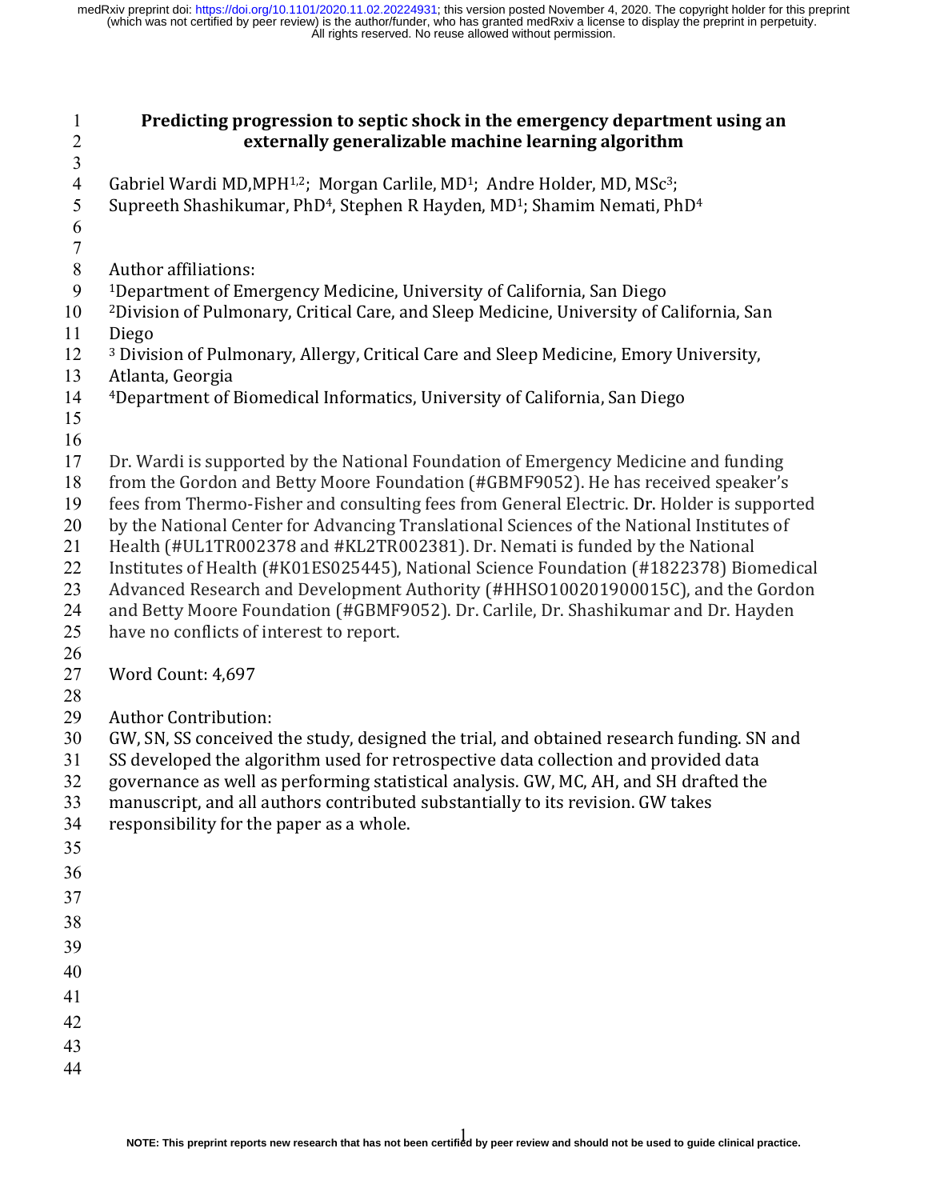# Predicting progression to septic shock in the emergency department using an externally generalizable machine learning algorithm

Gabriel Wardi MD,MPH[1,2]; Morgan Carlile, MD[1]; Andre Holder, MD, MSc[3]; Supreeth Shashikumar, PhD[4], Stephen R Hayden, MD[1]; Shamim Nemati, PhD[4]

Author affiliations:
[1]Department of Emergency Medicine, University of California, San Diego
[2]Division of Pulmonary, Critical Care, and Sleep Medicine, University of California, San Diego
[3] Division of Pulmonary, Allergy, Critical Care and Sleep Medicine, Emory University, Atlanta, Georgia
[4]Department of Biomedical Informatics, University of California, San Diego

Dr. Wardi is supported by the National Foundation of Emergency Medicine and funding from the Gordon and Betty Moore Foundation (#GBMF9052). He has received speaker's fees from Thermo-Fisher and consulting fees from General Electric. Dr. Holder is supported by the National Center for Advancing Translational Sciences of the National Institutes of Health (#UL1TR002378 and #KL2TR002381). Dr. Nemati is funded by the National Institutes of Health (#K01ES025445), National Science Foundation (#1822378) Biomedical Advanced Research and Development Authority (#HHSO100201900015C), and the Gordon and Betty Moore Foundation (#GBMF9052). Dr. Carlile, Dr. Shashikumar and Dr. Hayden have no conflicts of interest to report.

Word Count: 4,697

Author Contribution:
GW, SN, SS conceived the study, designed the trial, and obtained research funding. SN and SS developed the algorithm used for retrospective data collection and provided data governance as well as performing statistical analysis. GW, MC, AH, and SH drafted the manuscript, and all authors contributed substantially to its revision. GW takes responsibility for the paper as a whole.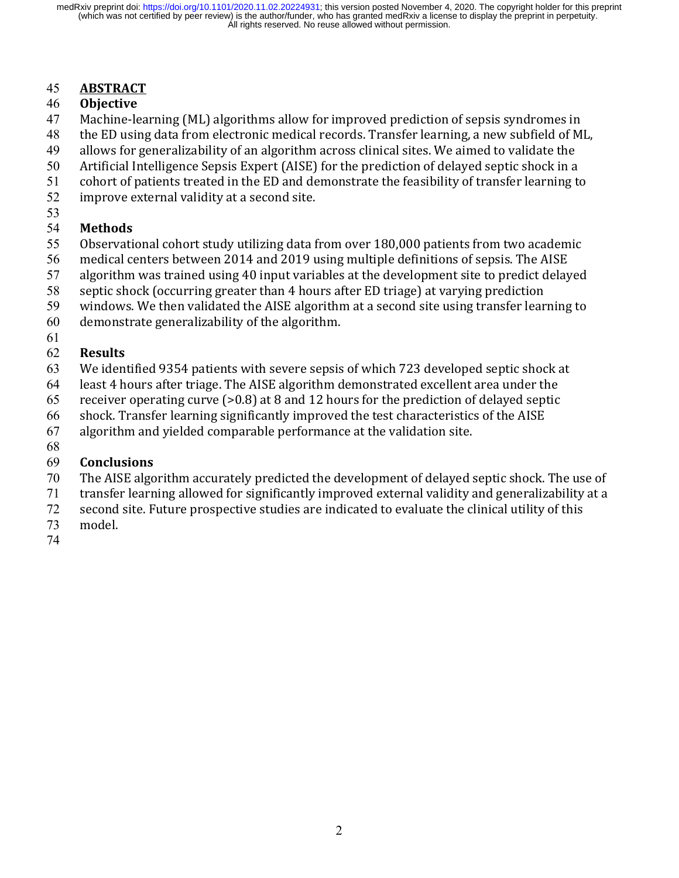## ABSTRACT

### Objective

Machine-learning (ML) algorithms allow for improved prediction of sepsis syndromes in the ED using data from electronic medical records. Transfer learning, a new subfield of ML, allows for generalizability of an algorithm across clinical sites. We aimed to validate the Artificial Intelligence Sepsis Expert (AISE) for the prediction of delayed septic shock in a cohort of patients treated in the ED and demonstrate the feasibility of transfer learning to improve external validity at a second site.

### Methods

Observational cohort study utilizing data from over 180,000 patients from two academic medical centers between 2014 and 2019 using multiple definitions of sepsis. The AISE algorithm was trained using 40 input variables at the development site to predict delayed septic shock (occurring greater than 4 hours after ED triage) at varying prediction windows. We then validated the AISE algorithm at a second site using transfer learning to demonstrate generalizability of the algorithm.

### Results

We identified 9354 patients with severe sepsis of which 723 developed septic shock at least 4 hours after triage. The AISE algorithm demonstrated excellent area under the receiver operating curve (>0.8) at 8 and 12 hours for the prediction of delayed septic shock. Transfer learning significantly improved the test characteristics of the AISE algorithm and yielded comparable performance at the validation site.

### Conclusions

The AISE algorithm accurately predicted the development of delayed septic shock. The use of transfer learning allowed for significantly improved external validity and generalizability at a second site. Future prospective studies are indicated to evaluate the clinical utility of this model.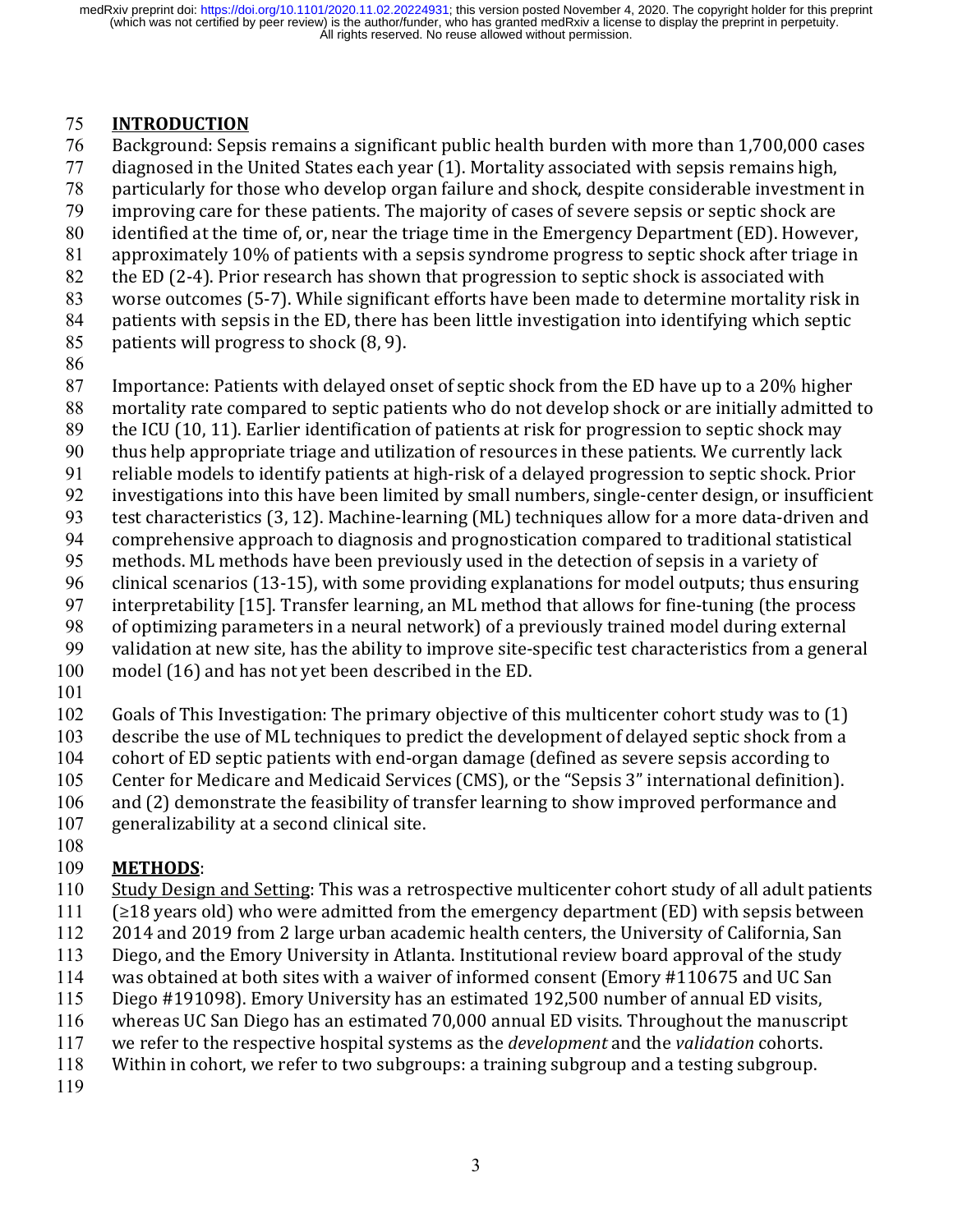## INTRODUCTION

Background: Sepsis remains a significant public health burden with more than 1,700,000 cases diagnosed in the United States each year (1). Mortality associated with sepsis remains high, particularly for those who develop organ failure and shock, despite considerable investment in improving care for these patients. The majority of cases of severe sepsis or septic shock are identified at the time of, or, near the triage time in the Emergency Department (ED). However, approximately 10% of patients with a sepsis syndrome progress to septic shock after triage in the ED (2-4). Prior research has shown that progression to septic shock is associated with worse outcomes (5-7). While significant efforts have been made to determine mortality risk in patients with sepsis in the ED, there has been little investigation into identifying which septic patients will progress to shock (8, 9).

Importance: Patients with delayed onset of septic shock from the ED have up to a 20% higher mortality rate compared to septic patients who do not develop shock or are initially admitted to the ICU (10, 11). Earlier identification of patients at risk for progression to septic shock may thus help appropriate triage and utilization of resources in these patients. We currently lack reliable models to identify patients at high-risk of a delayed progression to septic shock. Prior investigations into this have been limited by small numbers, single-center design, or insufficient test characteristics (3, 12). Machine-learning (ML) techniques allow for a more data-driven and comprehensive approach to diagnosis and prognostication compared to traditional statistical methods. ML methods have been previously used in the detection of sepsis in a variety of clinical scenarios (13-15), with some providing explanations for model outputs; thus ensuring interpretability [15]. Transfer learning, an ML method that allows for fine-tuning (the process of optimizing parameters in a neural network) of a previously trained model during external validation at new site, has the ability to improve site-specific test characteristics from a general model (16) and has not yet been described in the ED.

Goals of This Investigation: The primary objective of this multicenter cohort study was to (1) describe the use of ML techniques to predict the development of delayed septic shock from a cohort of ED septic patients with end-organ damage (defined as severe sepsis according to Center for Medicare and Medicaid Services (CMS), or the "Sepsis 3" international definition). and (2) demonstrate the feasibility of transfer learning to show improved performance and generalizability at a second clinical site.

## METHODS:

Study Design and Setting: This was a retrospective multicenter cohort study of all adult patients (≥18 years old) who were admitted from the emergency department (ED) with sepsis between 2014 and 2019 from 2 large urban academic health centers, the University of California, San Diego, and the Emory University in Atlanta. Institutional review board approval of the study was obtained at both sites with a waiver of informed consent (Emory #110675 and UC San Diego #191098). Emory University has an estimated 192,500 number of annual ED visits, whereas UC San Diego has an estimated 70,000 annual ED visits. Throughout the manuscript we refer to the respective hospital systems as the *development* and the *validation* cohorts. Within in cohort, we refer to two subgroups: a training subgroup and a testing subgroup.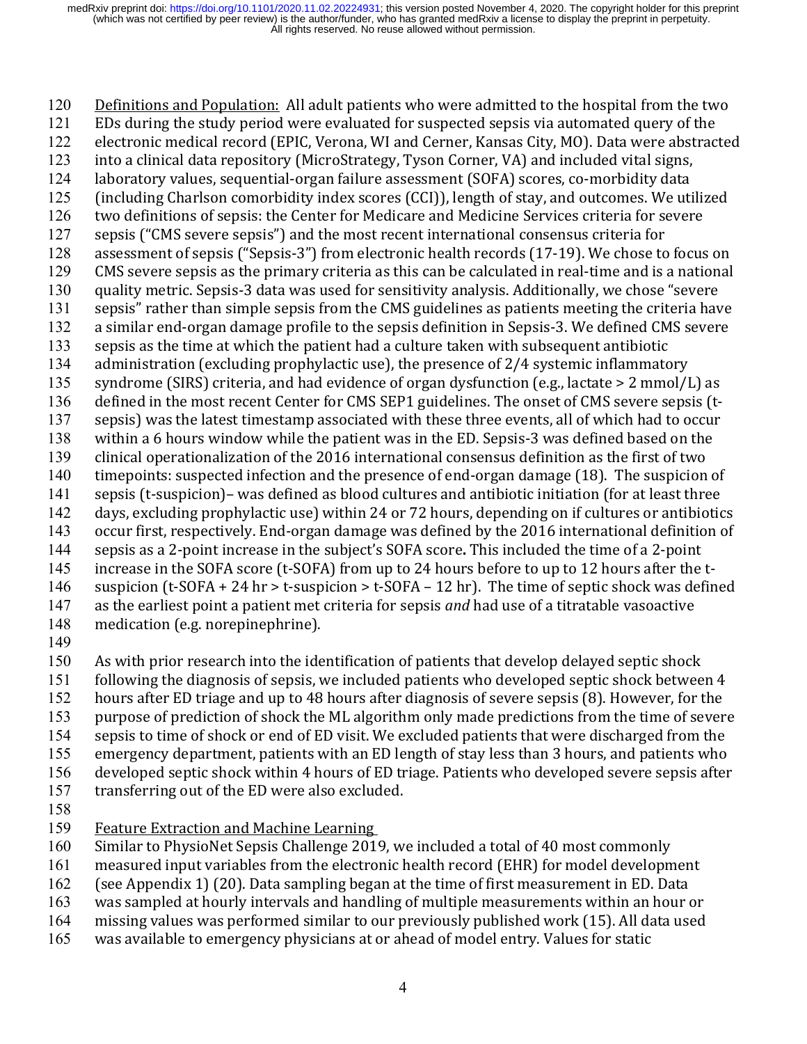Definitions and Population: All adult patients who were admitted to the hospital from the two EDs during the study period were evaluated for suspected sepsis via automated query of the electronic medical record (EPIC, Verona, WI and Cerner, Kansas City, MO). Data were abstracted into a clinical data repository (MicroStrategy, Tyson Corner, VA) and included vital signs, laboratory values, sequential-organ failure assessment (SOFA) scores, co-morbidity data (including Charlson comorbidity index scores (CCI)), length of stay, and outcomes. We utilized two definitions of sepsis: the Center for Medicare and Medicine Services criteria for severe sepsis ("CMS severe sepsis") and the most recent international consensus criteria for assessment of sepsis ("Sepsis-3") from electronic health records (17-19). We chose to focus on CMS severe sepsis as the primary criteria as this can be calculated in real-time and is a national quality metric. Sepsis-3 data was used for sensitivity analysis. Additionally, we chose "severe sepsis" rather than simple sepsis from the CMS guidelines as patients meeting the criteria have a similar end-organ damage profile to the sepsis definition in Sepsis-3. We defined CMS severe sepsis as the time at which the patient had a culture taken with subsequent antibiotic administration (excluding prophylactic use), the presence of 2/4 systemic inflammatory syndrome (SIRS) criteria, and had evidence of organ dysfunction (e.g., lactate > 2 mmol/L) as defined in the most recent Center for CMS SEP1 guidelines. The onset of CMS severe sepsis (t-sepsis) was the latest timestamp associated with these three events, all of which had to occur within a 6 hours window while the patient was in the ED. Sepsis-3 was defined based on the clinical operationalization of the 2016 international consensus definition as the first of two timepoints: suspected infection and the presence of end-organ damage (18). The suspicion of sepsis (t-suspicion)– was defined as blood cultures and antibiotic initiation (for at least three days, excluding prophylactic use) within 24 or 72 hours, depending on if cultures or antibiotics occur first, respectively. End-organ damage was defined by the 2016 international definition of sepsis as a 2-point increase in the subject's SOFA score**.** This included the time of a 2-point increase in the SOFA score (t-SOFA) from up to 24 hours before to up to 12 hours after the t-suspicion (t-SOFA + 24 hr > t-suspicion > t-SOFA – 12 hr). The time of septic shock was defined as the earliest point a patient met criteria for sepsis *and* had use of a titratable vasoactive medication (e.g. norepinephrine).

As with prior research into the identification of patients that develop delayed septic shock following the diagnosis of sepsis, we included patients who developed septic shock between 4 hours after ED triage and up to 48 hours after diagnosis of severe sepsis (8). However, for the purpose of prediction of shock the ML algorithm only made predictions from the time of severe sepsis to time of shock or end of ED visit. We excluded patients that were discharged from the emergency department, patients with an ED length of stay less than 3 hours, and patients who developed septic shock within 4 hours of ED triage. Patients who developed severe sepsis after transferring out of the ED were also excluded.

Feature Extraction and Machine Learning

Similar to PhysioNet Sepsis Challenge 2019, we included a total of 40 most commonly measured input variables from the electronic health record (EHR) for model development (see Appendix 1) (20). Data sampling began at the time of first measurement in ED. Data was sampled at hourly intervals and handling of multiple measurements within an hour or missing values was performed similar to our previously published work (15). All data used was available to emergency physicians at or ahead of model entry. Values for static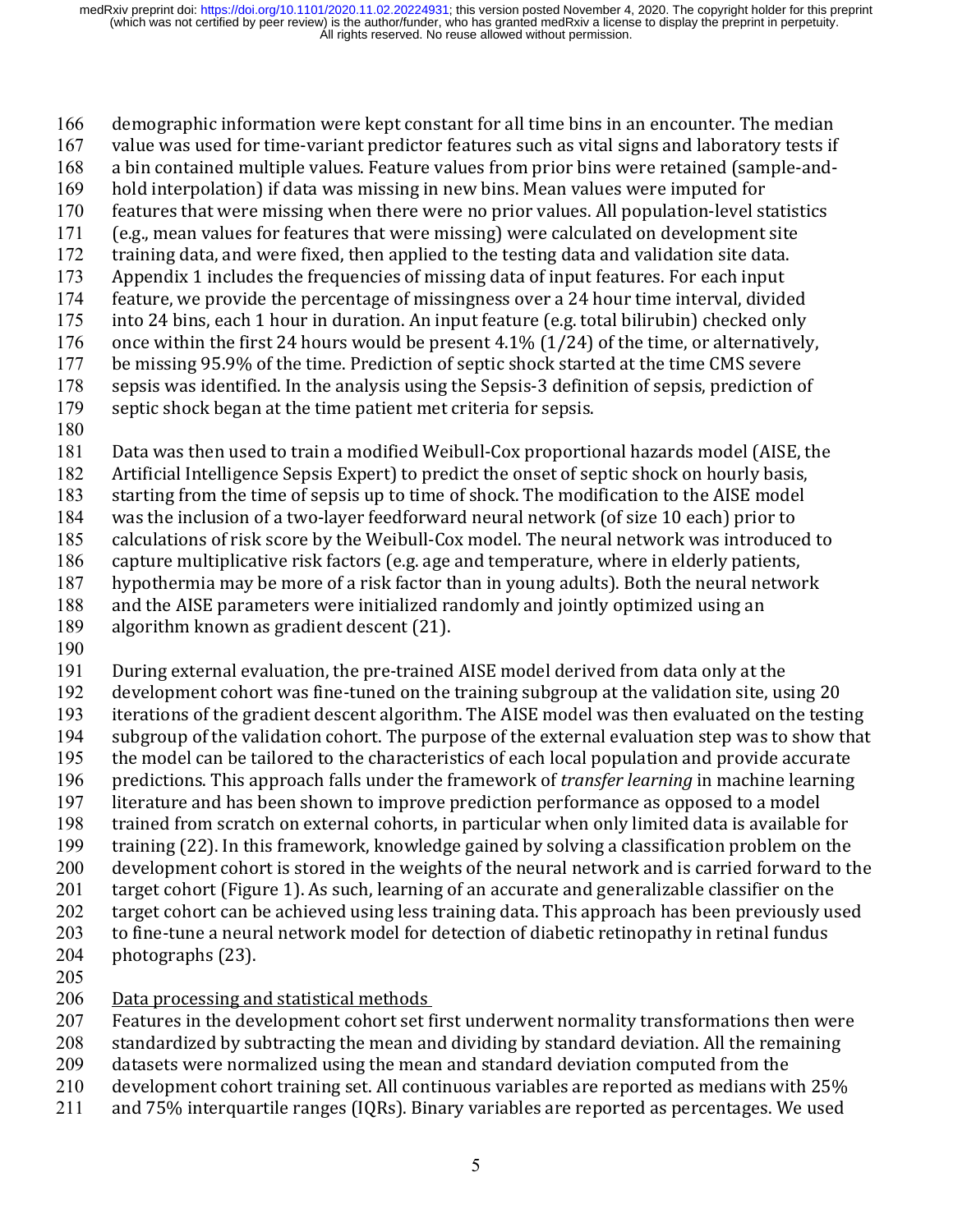demographic information were kept constant for all time bins in an encounter. The median value was used for time-variant predictor features such as vital signs and laboratory tests if a bin contained multiple values. Feature values from prior bins were retained (sample-and-hold interpolation) if data was missing in new bins. Mean values were imputed for features that were missing when there were no prior values. All population-level statistics (e.g., mean values for features that were missing) were calculated on development site training data, and were fixed, then applied to the testing data and validation site data. Appendix 1 includes the frequencies of missing data of input features. For each input feature, we provide the percentage of missingness over a 24 hour time interval, divided into 24 bins, each 1 hour in duration. An input feature (e.g. total bilirubin) checked only once within the first 24 hours would be present 4.1% (1/24) of the time, or alternatively, be missing 95.9% of the time. Prediction of septic shock started at the time CMS severe sepsis was identified. In the analysis using the Sepsis-3 definition of sepsis, prediction of septic shock began at the time patient met criteria for sepsis.

Data was then used to train a modified Weibull-Cox proportional hazards model (AISE, the Artificial Intelligence Sepsis Expert) to predict the onset of septic shock on hourly basis, starting from the time of sepsis up to time of shock. The modification to the AISE model was the inclusion of a two-layer feedforward neural network (of size 10 each) prior to calculations of risk score by the Weibull-Cox model. The neural network was introduced to capture multiplicative risk factors (e.g. age and temperature, where in elderly patients, hypothermia may be more of a risk factor than in young adults). Both the neural network and the AISE parameters were initialized randomly and jointly optimized using an algorithm known as gradient descent (21).

During external evaluation, the pre-trained AISE model derived from data only at the development cohort was fine-tuned on the training subgroup at the validation site, using 20 iterations of the gradient descent algorithm. The AISE model was then evaluated on the testing subgroup of the validation cohort. The purpose of the external evaluation step was to show that the model can be tailored to the characteristics of each local population and provide accurate predictions. This approach falls under the framework of *transfer learning* in machine learning literature and has been shown to improve prediction performance as opposed to a model trained from scratch on external cohorts, in particular when only limited data is available for training (22). In this framework, knowledge gained by solving a classification problem on the development cohort is stored in the weights of the neural network and is carried forward to the target cohort (Figure 1). As such, learning of an accurate and generalizable classifier on the target cohort can be achieved using less training data. This approach has been previously used to fine-tune a neural network model for detection of diabetic retinopathy in retinal fundus photographs (23).

<u>Data processing and statistical methods</u>

Features in the development cohort set first underwent normality transformations then were standardized by subtracting the mean and dividing by standard deviation. All the remaining datasets were normalized using the mean and standard deviation computed from the development cohort training set. All continuous variables are reported as medians with 25% and 75% interquartile ranges (IQRs). Binary variables are reported as percentages. We used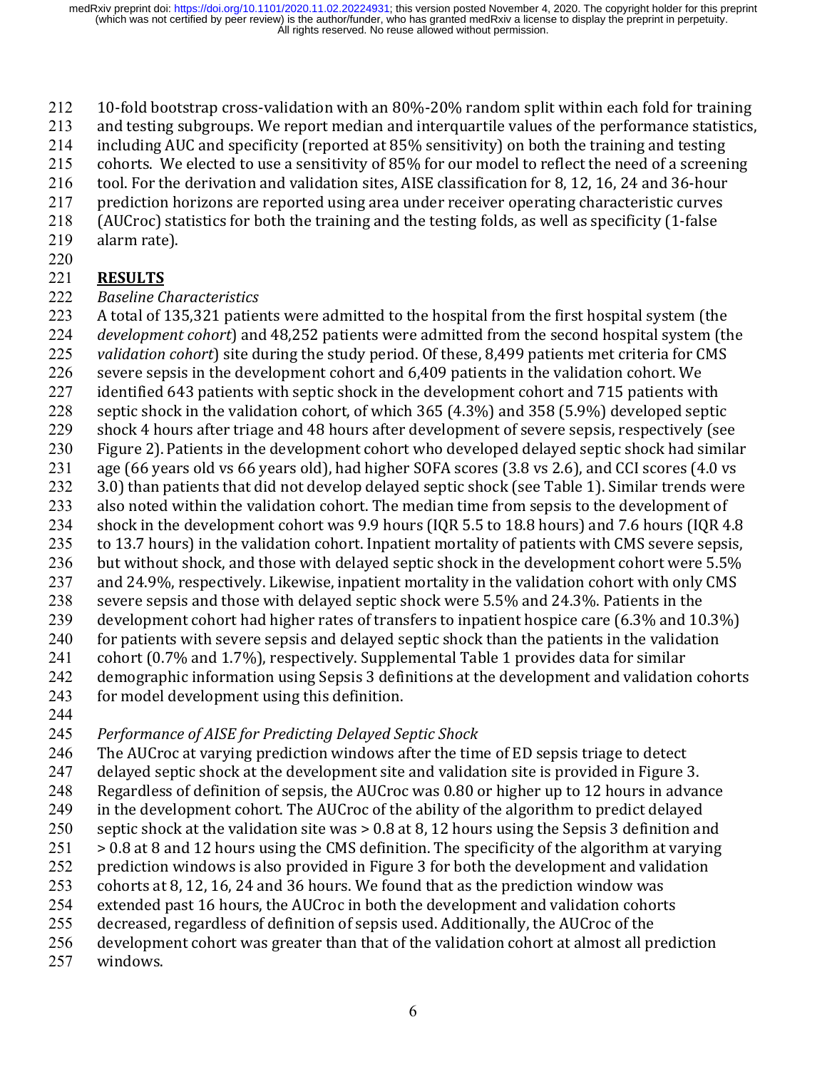10-fold bootstrap cross-validation with an 80%-20% random split within each fold for training and testing subgroups. We report median and interquartile values of the performance statistics, including AUC and specificity (reported at 85% sensitivity) on both the training and testing cohorts. We elected to use a sensitivity of 85% for our model to reflect the need of a screening tool. For the derivation and validation sites, AISE classification for 8, 12, 16, 24 and 36-hour prediction horizons are reported using area under receiver operating characteristic curves (AUCroc) statistics for both the training and the testing folds, as well as specificity (1-false alarm rate).

## RESULTS

*Baseline Characteristics*

A total of 135,321 patients were admitted to the hospital from the first hospital system (the *development cohort*) and 48,252 patients were admitted from the second hospital system (the *validation cohort*) site during the study period. Of these, 8,499 patients met criteria for CMS severe sepsis in the development cohort and 6,409 patients in the validation cohort. We identified 643 patients with septic shock in the development cohort and 715 patients with septic shock in the validation cohort, of which 365 (4.3%) and 358 (5.9%) developed septic shock 4 hours after triage and 48 hours after development of severe sepsis, respectively (see Figure 2). Patients in the development cohort who developed delayed septic shock had similar age (66 years old vs 66 years old), had higher SOFA scores (3.8 vs 2.6), and CCI scores (4.0 vs 3.0) than patients that did not develop delayed septic shock (see Table 1). Similar trends were also noted within the validation cohort. The median time from sepsis to the development of shock in the development cohort was 9.9 hours (IQR 5.5 to 18.8 hours) and 7.6 hours (IQR 4.8 to 13.7 hours) in the validation cohort. Inpatient mortality of patients with CMS severe sepsis, but without shock, and those with delayed septic shock in the development cohort were 5.5% and 24.9%, respectively. Likewise, inpatient mortality in the validation cohort with only CMS severe sepsis and those with delayed septic shock were 5.5% and 24.3%. Patients in the development cohort had higher rates of transfers to inpatient hospice care (6.3% and 10.3%) for patients with severe sepsis and delayed septic shock than the patients in the validation cohort (0.7% and 1.7%), respectively. Supplemental Table 1 provides data for similar demographic information using Sepsis 3 definitions at the development and validation cohorts for model development using this definition.

*Performance of AISE for Predicting Delayed Septic Shock*

The AUCroc at varying prediction windows after the time of ED sepsis triage to detect delayed septic shock at the development site and validation site is provided in Figure 3. Regardless of definition of sepsis, the AUCroc was 0.80 or higher up to 12 hours in advance in the development cohort. The AUCroc of the ability of the algorithm to predict delayed septic shock at the validation site was > 0.8 at 8, 12 hours using the Sepsis 3 definition and > 0.8 at 8 and 12 hours using the CMS definition. The specificity of the algorithm at varying prediction windows is also provided in Figure 3 for both the development and validation cohorts at 8, 12, 16, 24 and 36 hours. We found that as the prediction window was extended past 16 hours, the AUCroc in both the development and validation cohorts decreased, regardless of definition of sepsis used. Additionally, the AUCroc of the development cohort was greater than that of the validation cohort at almost all prediction windows.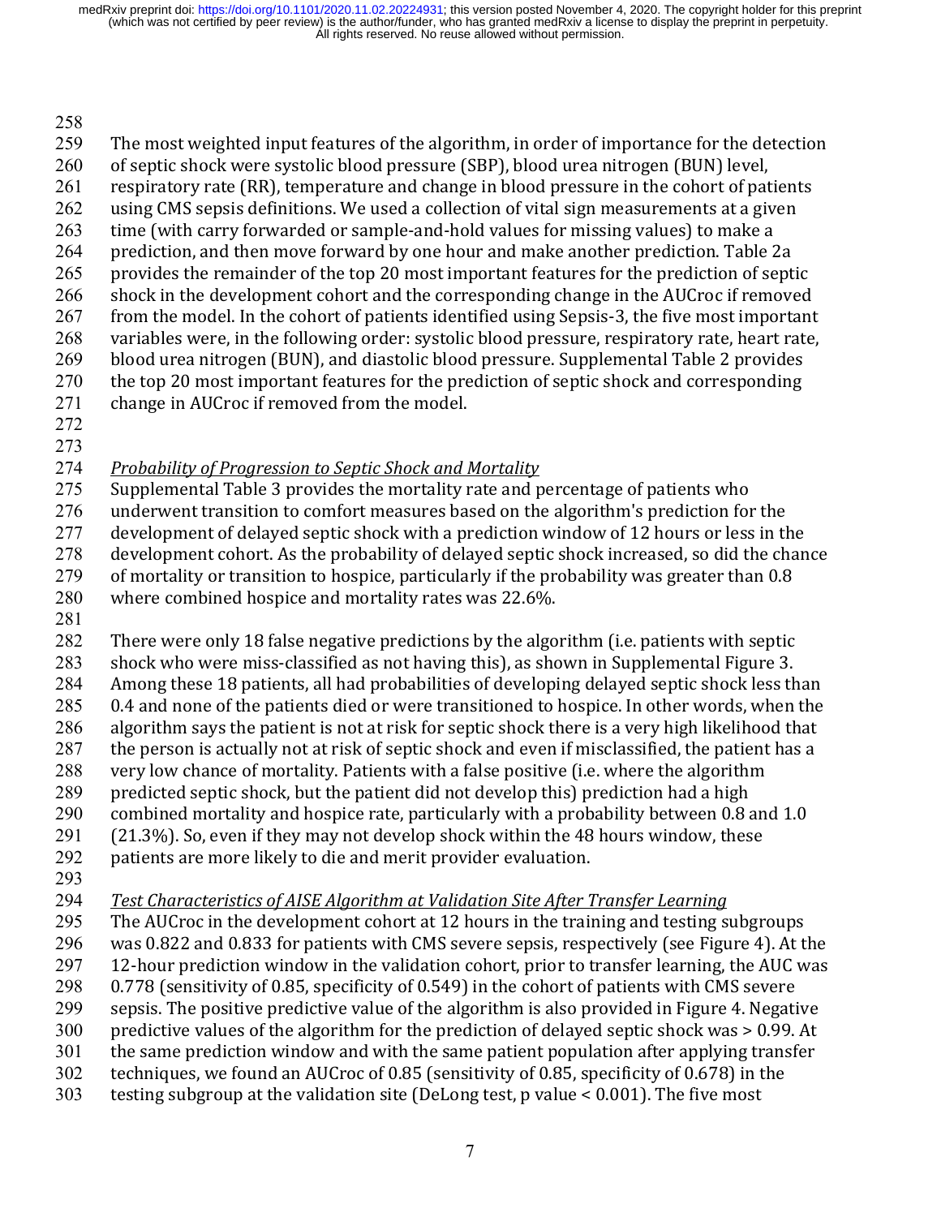The most weighted input features of the algorithm, in order of importance for the detection of septic shock were systolic blood pressure (SBP), blood urea nitrogen (BUN) level, respiratory rate (RR), temperature and change in blood pressure in the cohort of patients using CMS sepsis definitions. We used a collection of vital sign measurements at a given time (with carry forwarded or sample-and-hold values for missing values) to make a prediction, and then move forward by one hour and make another prediction. Table 2a provides the remainder of the top 20 most important features for the prediction of septic shock in the development cohort and the corresponding change in the AUCroc if removed from the model. In the cohort of patients identified using Sepsis-3, the five most important variables were, in the following order: systolic blood pressure, respiratory rate, heart rate, blood urea nitrogen (BUN), and diastolic blood pressure. Supplemental Table 2 provides the top 20 most important features for the prediction of septic shock and corresponding change in AUCroc if removed from the model.

*Probability of Progression to Septic Shock and Mortality*

Supplemental Table 3 provides the mortality rate and percentage of patients who underwent transition to comfort measures based on the algorithm's prediction for the development of delayed septic shock with a prediction window of 12 hours or less in the development cohort. As the probability of delayed septic shock increased, so did the chance of mortality or transition to hospice, particularly if the probability was greater than 0.8 where combined hospice and mortality rates was 22.6%.

There were only 18 false negative predictions by the algorithm (i.e. patients with septic shock who were miss-classified as not having this), as shown in Supplemental Figure 3. Among these 18 patients, all had probabilities of developing delayed septic shock less than 0.4 and none of the patients died or were transitioned to hospice. In other words, when the algorithm says the patient is not at risk for septic shock there is a very high likelihood that the person is actually not at risk of septic shock and even if misclassified, the patient has a very low chance of mortality. Patients with a false positive (i.e. where the algorithm predicted septic shock, but the patient did not develop this) prediction had a high combined mortality and hospice rate, particularly with a probability between 0.8 and 1.0 (21.3%). So, even if they may not develop shock within the 48 hours window, these patients are more likely to die and merit provider evaluation.

*Test Characteristics of AISE Algorithm at Validation Site After Transfer Learning*

The AUCroc in the development cohort at 12 hours in the training and testing subgroups was 0.822 and 0.833 for patients with CMS severe sepsis, respectively (see Figure 4). At the 12-hour prediction window in the validation cohort, prior to transfer learning, the AUC was 0.778 (sensitivity of 0.85, specificity of 0.549) in the cohort of patients with CMS severe sepsis. The positive predictive value of the algorithm is also provided in Figure 4. Negative predictive values of the algorithm for the prediction of delayed septic shock was > 0.99. At the same prediction window and with the same patient population after applying transfer techniques, we found an AUCroc of 0.85 (sensitivity of 0.85, specificity of 0.678) in the testing subgroup at the validation site (DeLong test, p value < 0.001). The five most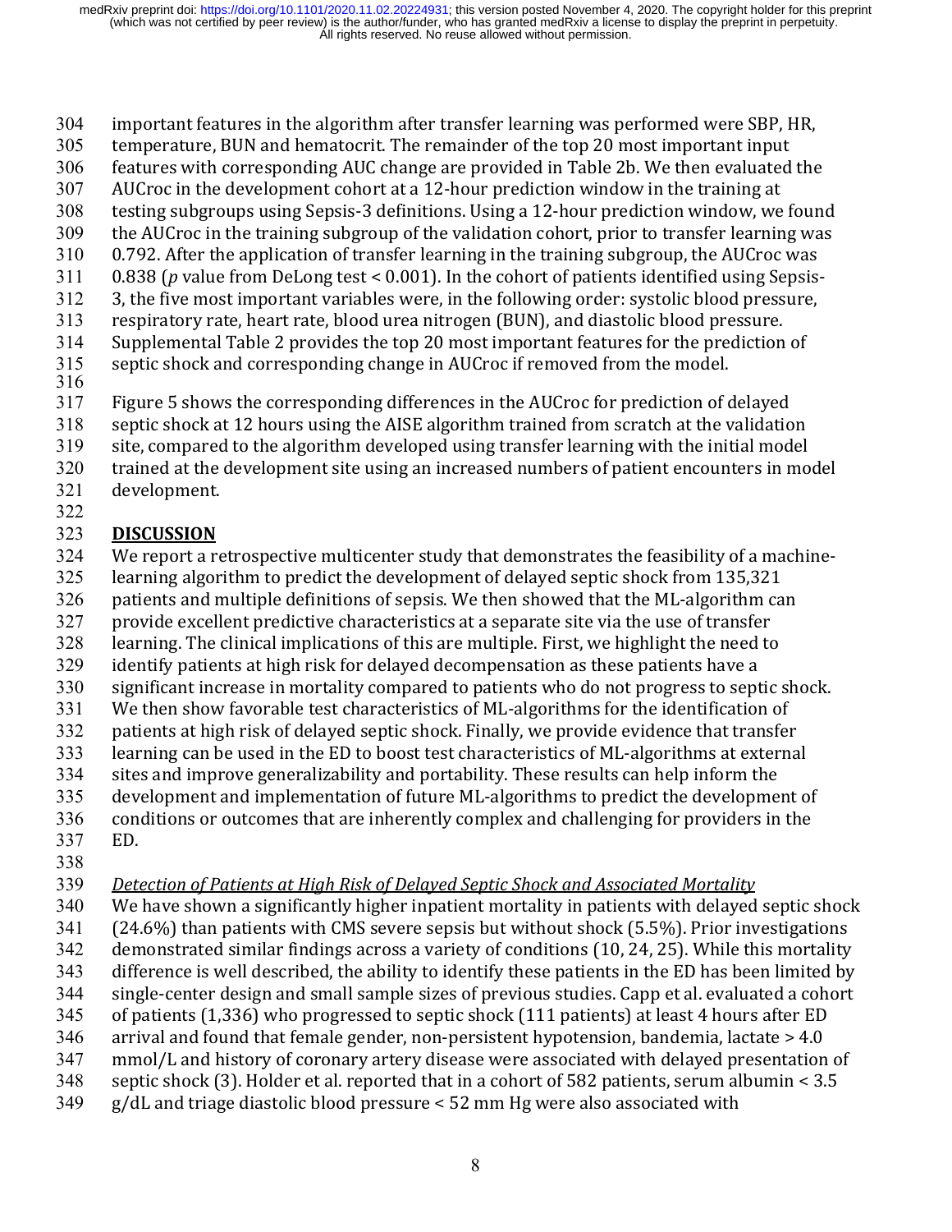important features in the algorithm after transfer learning was performed were SBP, HR, temperature, BUN and hematocrit. The remainder of the top 20 most important input features with corresponding AUC change are provided in Table 2b. We then evaluated the AUCroc in the development cohort at a 12-hour prediction window in the training at testing subgroups using Sepsis-3 definitions. Using a 12-hour prediction window, we found the AUCroc in the training subgroup of the validation cohort, prior to transfer learning was 0.792. After the application of transfer learning in the training subgroup, the AUCroc was 0.838 ($p$ value from DeLong test < 0.001). In the cohort of patients identified using Sepsis-3, the five most important variables were, in the following order: systolic blood pressure, respiratory rate, heart rate, blood urea nitrogen (BUN), and diastolic blood pressure. Supplemental Table 2 provides the top 20 most important features for the prediction of septic shock and corresponding change in AUCroc if removed from the model.

Figure 5 shows the corresponding differences in the AUCroc for prediction of delayed septic shock at 12 hours using the AISE algorithm trained from scratch at the validation site, compared to the algorithm developed using transfer learning with the initial model trained at the development site using an increased numbers of patient encounters in model development.

## DISCUSSION

We report a retrospective multicenter study that demonstrates the feasibility of a machine-learning algorithm to predict the development of delayed septic shock from 135,321 patients and multiple definitions of sepsis. We then showed that the ML-algorithm can provide excellent predictive characteristics at a separate site via the use of transfer learning. The clinical implications of this are multiple. First, we highlight the need to identify patients at high risk for delayed decompensation as these patients have a significant increase in mortality compared to patients who do not progress to septic shock. We then show favorable test characteristics of ML-algorithms for the identification of patients at high risk of delayed septic shock. Finally, we provide evidence that transfer learning can be used in the ED to boost test characteristics of ML-algorithms at external sites and improve generalizability and portability. These results can help inform the development and implementation of future ML-algorithms to predict the development of conditions or outcomes that are inherently complex and challenging for providers in the ED.

### *Detection of Patients at High Risk of Delayed Septic Shock and Associated Mortality*

We have shown a significantly higher inpatient mortality in patients with delayed septic shock (24.6%) than patients with CMS severe sepsis but without shock (5.5%). Prior investigations demonstrated similar findings across a variety of conditions (10, 24, 25). While this mortality difference is well described, the ability to identify these patients in the ED has been limited by single-center design and small sample sizes of previous studies. Capp et al. evaluated a cohort of patients (1,336) who progressed to septic shock (111 patients) at least 4 hours after ED arrival and found that female gender, non-persistent hypotension, bandemia, lactate > 4.0 mmol/L and history of coronary artery disease were associated with delayed presentation of septic shock (3). Holder et al. reported that in a cohort of 582 patients, serum albumin < 3.5 g/dL and triage diastolic blood pressure < 52 mm Hg were also associated with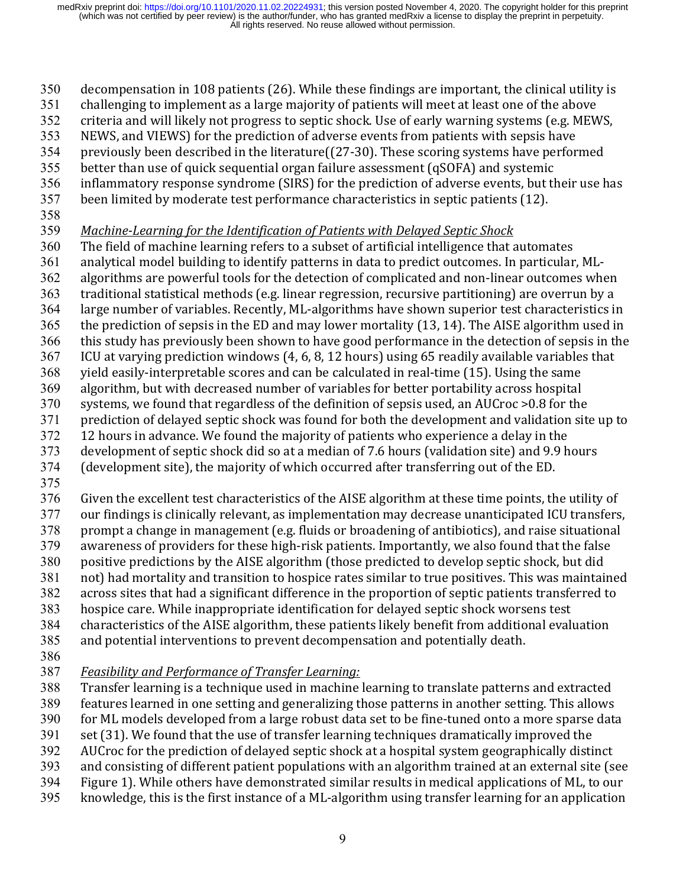decompensation in 108 patients (26). While these findings are important, the clinical utility is challenging to implement as a large majority of patients will meet at least one of the above criteria and will likely not progress to septic shock. Use of early warning systems (e.g. MEWS, NEWS, and VIEWS) for the prediction of adverse events from patients with sepsis have previously been described in the literature((27-30). These scoring systems have performed better than use of quick sequential organ failure assessment (qSOFA) and systemic inflammatory response syndrome (SIRS) for the prediction of adverse events, but their use has been limited by moderate test performance characteristics in septic patients (12).

*Machine-Learning for the Identification of Patients with Delayed Septic Shock*

The field of machine learning refers to a subset of artificial intelligence that automates analytical model building to identify patterns in data to predict outcomes. In particular, ML-algorithms are powerful tools for the detection of complicated and non-linear outcomes when traditional statistical methods (e.g. linear regression, recursive partitioning) are overrun by a large number of variables. Recently, ML-algorithms have shown superior test characteristics in the prediction of sepsis in the ED and may lower mortality (13, 14). The AISE algorithm used in this study has previously been shown to have good performance in the detection of sepsis in the ICU at varying prediction windows (4, 6, 8, 12 hours) using 65 readily available variables that yield easily-interpretable scores and can be calculated in real-time (15). Using the same algorithm, but with decreased number of variables for better portability across hospital systems, we found that regardless of the definition of sepsis used, an AUCroc >0.8 for the prediction of delayed septic shock was found for both the development and validation site up to 12 hours in advance. We found the majority of patients who experience a delay in the development of septic shock did so at a median of 7.6 hours (validation site) and 9.9 hours (development site), the majority of which occurred after transferring out of the ED.

Given the excellent test characteristics of the AISE algorithm at these time points, the utility of our findings is clinically relevant, as implementation may decrease unanticipated ICU transfers, prompt a change in management (e.g. fluids or broadening of antibiotics), and raise situational awareness of providers for these high-risk patients. Importantly, we also found that the false positive predictions by the AISE algorithm (those predicted to develop septic shock, but did not) had mortality and transition to hospice rates similar to true positives. This was maintained across sites that had a significant difference in the proportion of septic patients transferred to hospice care. While inappropriate identification for delayed septic shock worsens test characteristics of the AISE algorithm, these patients likely benefit from additional evaluation and potential interventions to prevent decompensation and potentially death.

*Feasibility and Performance of Transfer Learning:*

Transfer learning is a technique used in machine learning to translate patterns and extracted features learned in one setting and generalizing those patterns in another setting. This allows for ML models developed from a large robust data set to be fine-tuned onto a more sparse data set (31). We found that the use of transfer learning techniques dramatically improved the AUCroc for the prediction of delayed septic shock at a hospital system geographically distinct and consisting of different patient populations with an algorithm trained at an external site (see Figure 1). While others have demonstrated similar results in medical applications of ML, to our knowledge, this is the first instance of a ML-algorithm using transfer learning for an application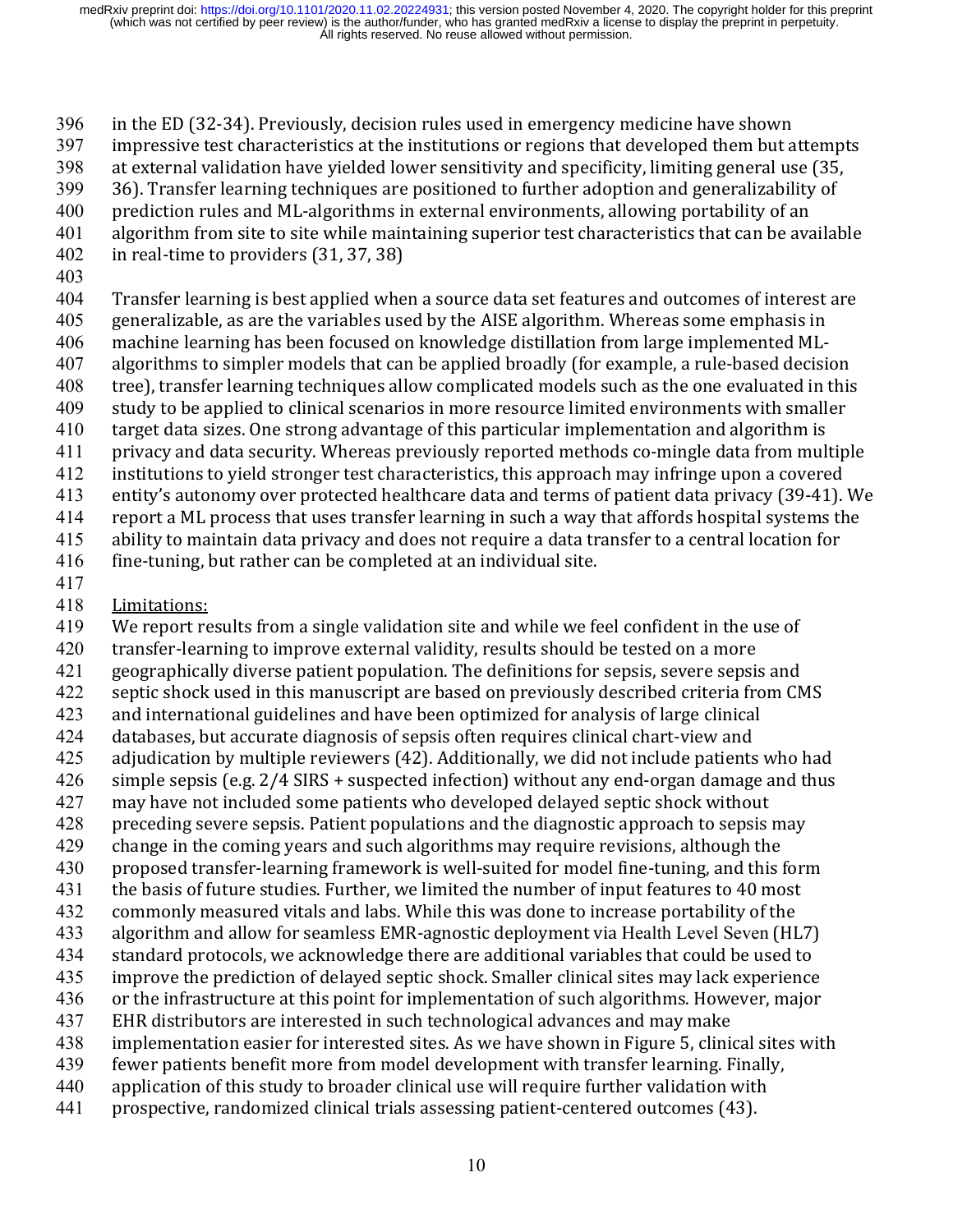in the ED (32-34). Previously, decision rules used in emergency medicine have shown impressive test characteristics at the institutions or regions that developed them but attempts at external validation have yielded lower sensitivity and specificity, limiting general use (35, 36). Transfer learning techniques are positioned to further adoption and generalizability of prediction rules and ML-algorithms in external environments, allowing portability of an algorithm from site to site while maintaining superior test characteristics that can be available in real-time to providers (31, 37, 38)

Transfer learning is best applied when a source data set features and outcomes of interest are generalizable, as are the variables used by the AISE algorithm. Whereas some emphasis in machine learning has been focused on knowledge distillation from large implemented ML-algorithms to simpler models that can be applied broadly (for example, a rule-based decision tree), transfer learning techniques allow complicated models such as the one evaluated in this study to be applied to clinical scenarios in more resource limited environments with smaller target data sizes. One strong advantage of this particular implementation and algorithm is privacy and data security. Whereas previously reported methods co-mingle data from multiple institutions to yield stronger test characteristics, this approach may infringe upon a covered entity's autonomy over protected healthcare data and terms of patient data privacy (39-41). We report a ML process that uses transfer learning in such a way that affords hospital systems the ability to maintain data privacy and does not require a data transfer to a central location for fine-tuning, but rather can be completed at an individual site.

Limitations:

We report results from a single validation site and while we feel confident in the use of transfer-learning to improve external validity, results should be tested on a more geographically diverse patient population. The definitions for sepsis, severe sepsis and septic shock used in this manuscript are based on previously described criteria from CMS and international guidelines and have been optimized for analysis of large clinical databases, but accurate diagnosis of sepsis often requires clinical chart-view and adjudication by multiple reviewers (42). Additionally, we did not include patients who had simple sepsis (e.g. 2/4 SIRS + suspected infection) without any end-organ damage and thus may have not included some patients who developed delayed septic shock without preceding severe sepsis. Patient populations and the diagnostic approach to sepsis may change in the coming years and such algorithms may require revisions, although the proposed transfer-learning framework is well-suited for model fine-tuning, and this form the basis of future studies. Further, we limited the number of input features to 40 most commonly measured vitals and labs. While this was done to increase portability of the algorithm and allow for seamless EMR-agnostic deployment via Health Level Seven (HL7) standard protocols, we acknowledge there are additional variables that could be used to improve the prediction of delayed septic shock. Smaller clinical sites may lack experience or the infrastructure at this point for implementation of such algorithms. However, major EHR distributors are interested in such technological advances and may make implementation easier for interested sites. As we have shown in Figure 5, clinical sites with fewer patients benefit more from model development with transfer learning. Finally, application of this study to broader clinical use will require further validation with prospective, randomized clinical trials assessing patient-centered outcomes (43).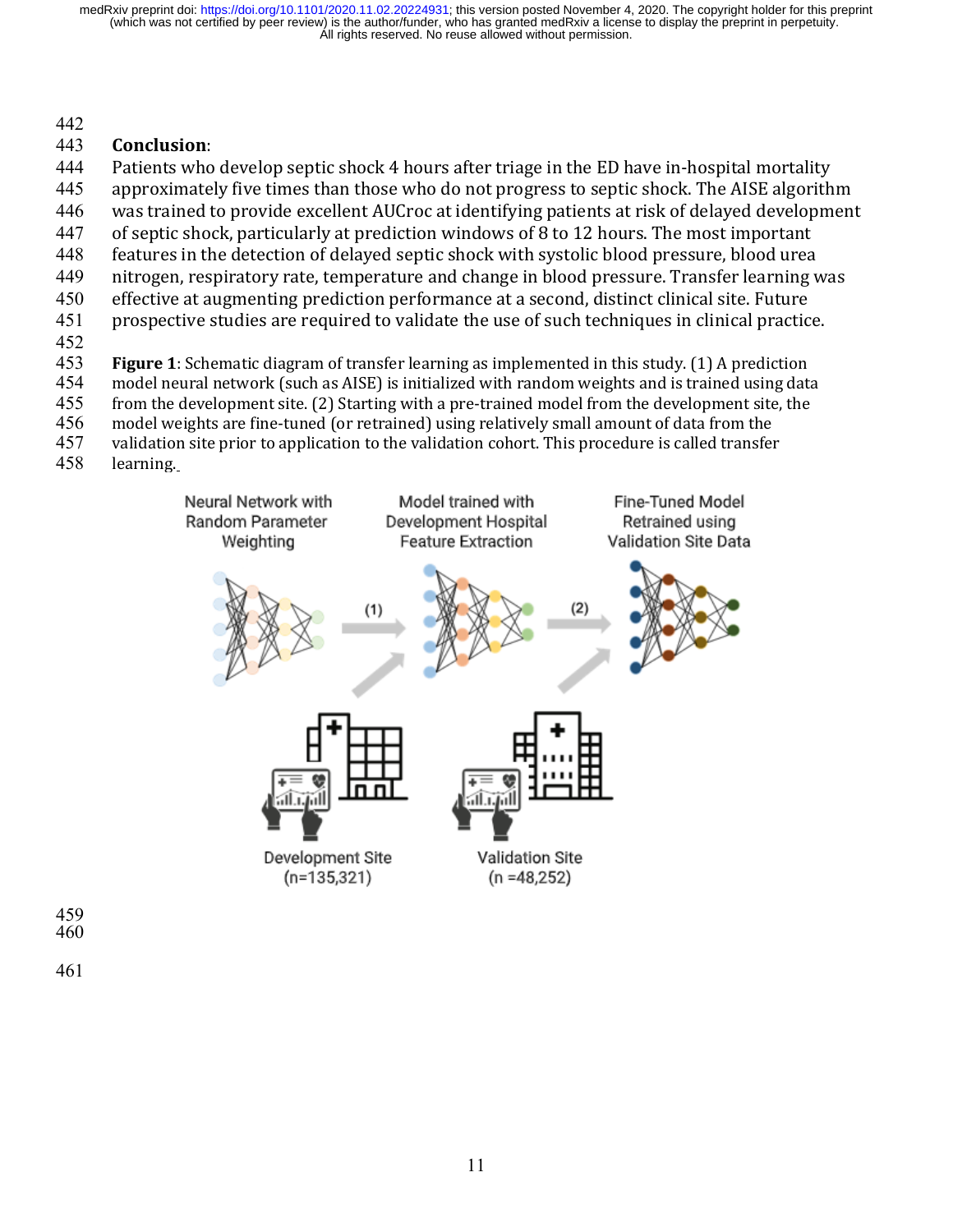**Conclusion**:

Patients who develop septic shock 4 hours after triage in the ED have in-hospital mortality approximately five times than those who do not progress to septic shock. The AISE algorithm was trained to provide excellent AUCroc at identifying patients at risk of delayed development of septic shock, particularly at prediction windows of 8 to 12 hours. The most important features in the detection of delayed septic shock with systolic blood pressure, blood urea nitrogen, respiratory rate, temperature and change in blood pressure. Transfer learning was effective at augmenting prediction performance at a second, distinct clinical site. Future prospective studies are required to validate the use of such techniques in clinical practice.

**Figure 1**: Schematic diagram of transfer learning as implemented in this study. (1) A prediction model neural network (such as AISE) is initialized with random weights and is trained using data from the development site. (2) Starting with a pre-trained model from the development site, the model weights are fine-tuned (or retrained) using relatively small amount of data from the validation site prior to application to the validation cohort. This procedure is called transfer learning.

Neural Network with Random Parameter Weighting

Model trained with Development Hospital Feature Extraction

Fine-Tuned Model Retrained using Validation Site Data

Development Site (n=135,321)

Validation Site (n =48,252)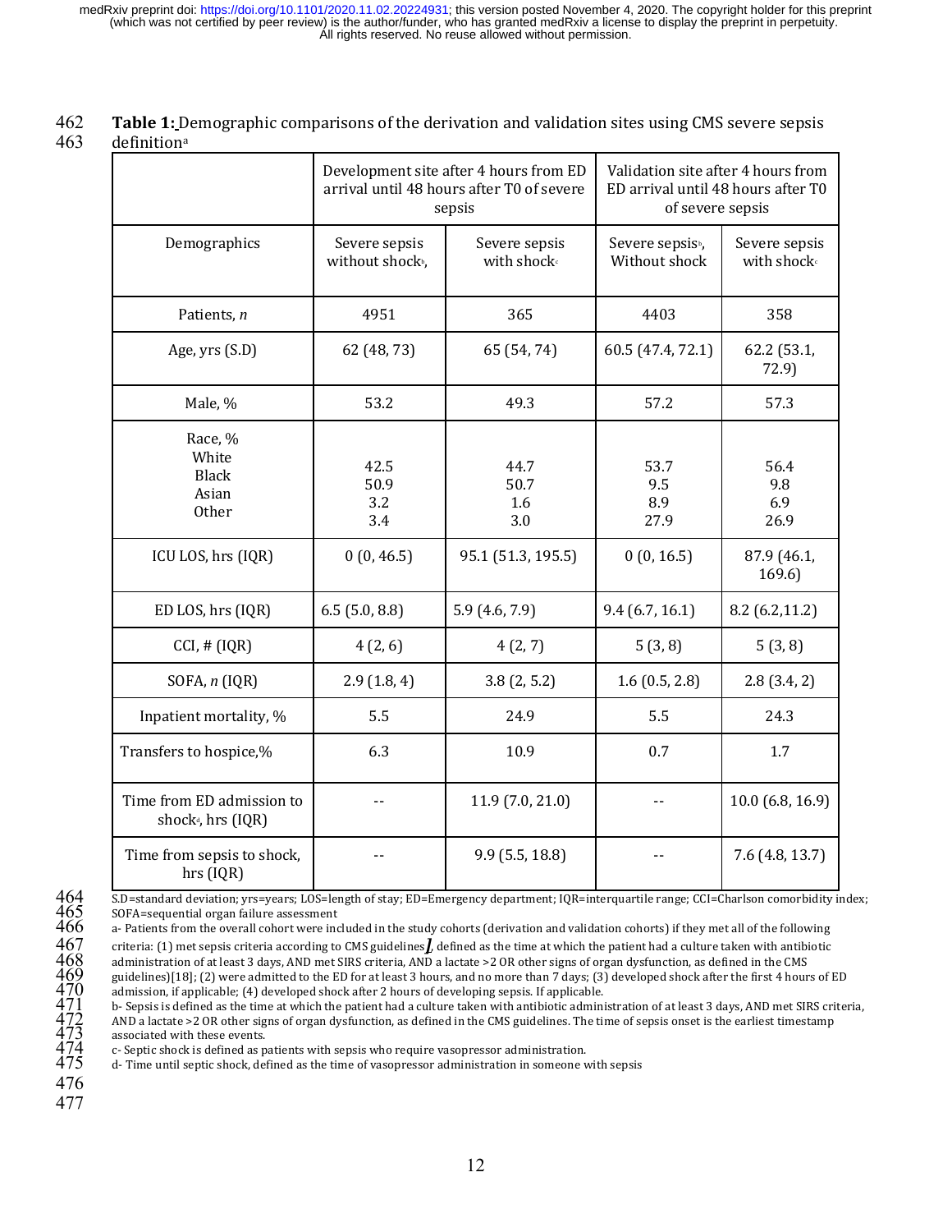**Table 1:** Demographic comparisons of the derivation and validation sites using CMS severe sepsis definition[a]

| | Development site after 4 hours from ED arrival until 48 hours after T0 of severe sepsis | | Validation site after 4 hours from ED arrival until 48 hours after T0 of severe sepsis | |
|---|---|---|---|---|
| Demographics | Severe sepsis without shock[b], | Severe sepsis with shock[c] | Severe sepsis[b], Without shock | Severe sepsis with shock[c] |
| Patients, *n* | 4951 | 365 | 4403 | 358 |
| Age, yrs (S.D) | 62 (48, 73) | 65 (54, 74) | 60.5 (47.4, 72.1) | 62.2 (53.1, 72.9) |
| Male, % | 53.2 | 49.3 | 57.2 | 57.3 |
| Race, %<br>White<br>Black<br>Asian<br>Other | <br>42.5<br>50.9<br>3.2<br>3.4 | <br>44.7<br>50.7<br>1.6<br>3.0 | <br>53.7<br>9.5<br>8.9<br>27.9 | <br>56.4<br>9.8<br>6.9<br>26.9 |
| ICU LOS, hrs (IQR) | 0 (0, 46.5) | 95.1 (51.3, 195.5) | 0 (0, 16.5) | 87.9 (46.1, 169.6) |
| ED LOS, hrs (IQR) | 6.5 (5.0, 8.8) | 5.9 (4.6, 7.9) | 9.4 (6.7, 16.1) | 8.2 (6.2,11.2) |
| CCI, # (IQR) | 4 (2, 6) | 4 (2, 7) | 5 (3, 8) | 5 (3, 8) |
| SOFA, *n* (IQR) | 2.9 (1.8, 4) | 3.8 (2, 5.2) | 1.6 (0.5, 2.8) | 2.8 (3.4, 2) |
| Inpatient mortality, % | 5.5 | 24.9 | 5.5 | 24.3 |
| Transfers to hospice,% | 6.3 | 10.9 | 0.7 | 1.7 |
| Time from ED admission to shock[d], hrs (IQR) | -- | 11.9 (7.0, 21.0) | -- | 10.0 (6.8, 16.9) |
| Time from sepsis to shock, hrs (IQR) | -- | 9.9 (5.5, 18.8) | -- | 7.6 (4.8, 13.7) |

S.D=standard deviation; yrs=years; LOS=length of stay; ED=Emergency department; IQR=interquartile range; CCI=Charlson comorbidity index; SOFA=sequential organ failure assessment

a- Patients from the overall cohort were included in the study cohorts (derivation and validation cohorts) if they met all of the following criteria: (1) met sepsis criteria according to CMS guidelines, defined as the time at which the patient had a culture taken with antibiotic administration of at least 3 days, AND met SIRS criteria, AND a lactate >2 OR other signs of organ dysfunction, as defined in the CMS guidelines)[18]; (2) were admitted to the ED for at least 3 hours, and no more than 7 days; (3) developed shock after the first 4 hours of ED admission, if applicable; (4) developed shock after 2 hours of developing sepsis. If applicable.

b- Sepsis is defined as the time at which the patient had a culture taken with antibiotic administration of at least 3 days, AND met SIRS criteria, AND a lactate >2 OR other signs of organ dysfunction, as defined in the CMS guidelines. The time of sepsis onset is the earliest timestamp associated with these events.

c- Septic shock is defined as patients with sepsis who require vasopressor administration.

d- Time until septic shock, defined as the time of vasopressor administration in someone with sepsis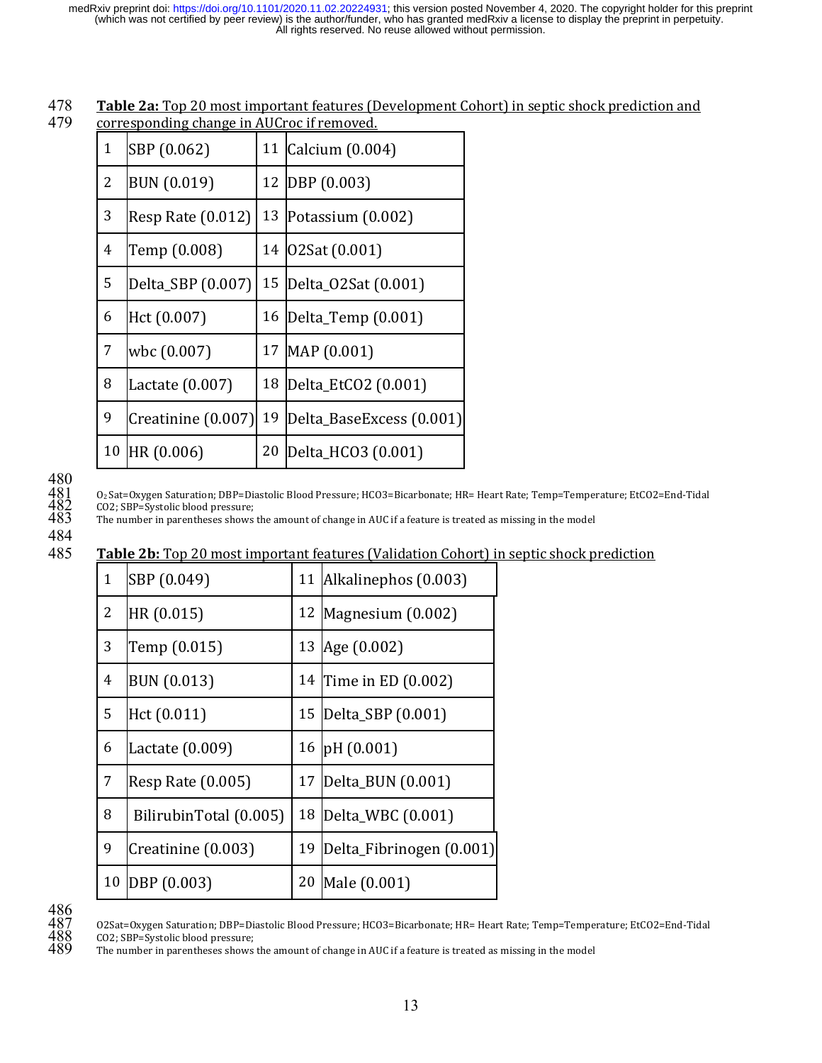**Table 2a:** Top 20 most important features (Development Cohort) in septic shock prediction and corresponding change in AUCroc if removed.

| | | | |
|---|---|---|---|
| 1 | SBP (0.062) | 11 | Calcium (0.004) |
| 2 | BUN (0.019) | 12 | DBP (0.003) |
| 3 | Resp Rate (0.012) | 13 | Potassium (0.002) |
| 4 | Temp (0.008) | 14 | O2Sat (0.001) |
| 5 | Delta_SBP (0.007) | 15 | Delta_O2Sat (0.001) |
| 6 | Hct (0.007) | 16 | Delta_Temp (0.001) |
| 7 | wbc (0.007) | 17 | MAP (0.001) |
| 8 | Lactate (0.007) | 18 | Delta_EtCO2 (0.001) |
| 9 | Creatinine (0.007) | 19 | Delta_BaseExcess (0.001) |
| 10 | HR (0.006) | 20 | Delta_HCO3 (0.001) |

$O_2$Sat=Oxygen Saturation; DBP=Diastolic Blood Pressure; HCO3=Bicarbonate; HR= Heart Rate; Temp=Temperature; EtCO2=End-Tidal CO2; SBP=Systolic blood pressure;
The number in parentheses shows the amount of change in AUC if a feature is treated as missing in the model

**Table 2b:** Top 20 most important features (Validation Cohort) in septic shock prediction

| | | | |
|---|---|---|---|
| 1 | SBP (0.049) | 11 | Alkalinephos (0.003) |
| 2 | HR (0.015) | 12 | Magnesium (0.002) |
| 3 | Temp (0.015) | 13 | Age (0.002) |
| 4 | BUN (0.013) | 14 | Time in ED (0.002) |
| 5 | Hct (0.011) | 15 | Delta_SBP (0.001) |
| 6 | Lactate (0.009) | 16 | pH (0.001) |
| 7 | Resp Rate (0.005) | 17 | Delta_BUN (0.001) |
| 8 | BilirubinTotal (0.005) | 18 | Delta_WBC (0.001) |
| 9 | Creatinine (0.003) | 19 | Delta_Fibrinogen (0.001) |
| 10 | DBP (0.003) | 20 | Male (0.001) |

O2Sat=Oxygen Saturation; DBP=Diastolic Blood Pressure; HCO3=Bicarbonate; HR= Heart Rate; Temp=Temperature; EtCO2=End-Tidal CO2; SBP=Systolic blood pressure;
The number in parentheses shows the amount of change in AUC if a feature is treated as missing in the model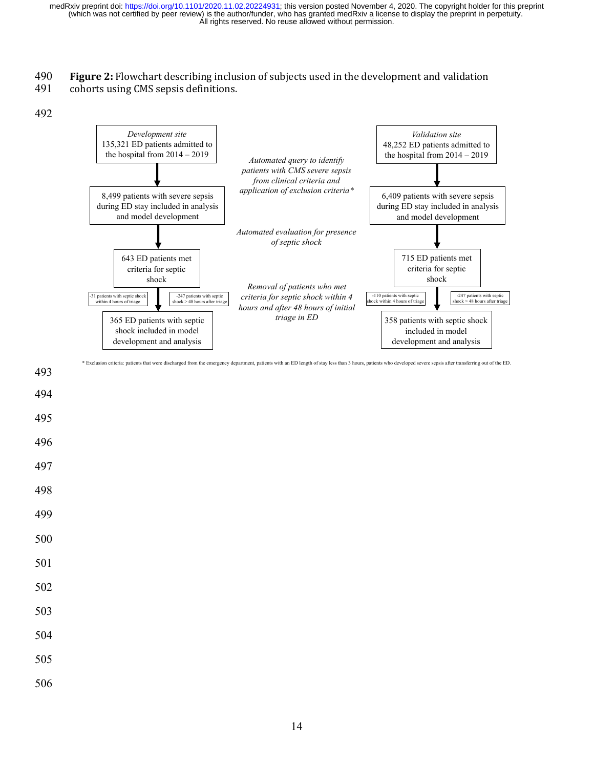**Figure 2:** Flowchart describing inclusion of subjects used in the development and validation cohorts using CMS sepsis definitions.

*Development site*
135,321 ED patients admitted to the hospital from 2014 – 2019

*Validation site*
48,252 ED patients admitted to the hospital from 2014 – 2019

*Automated query to identify patients with CMS severe sepsis from clinical criteria and application of exclusion criteria**

8,499 patients with severe sepsis during ED stay included in analysis and model development

6,409 patients with severe sepsis during ED stay included in analysis and model development

*Automated evaluation for presence of septic shock*

643 ED patients met criteria for septic shock

715 ED patients met criteria for septic shock

*Removal of patients who met criteria for septic shock within 4 hours and after 48 hours of initial triage in ED*

-31 patients with septic shock within 4 hours of triage

-247 patients with septic shock > 48 hours after triage

-110 patients with septic shock within 4 hours of triage

-247 patients with septic shock > 48 hours after triage

365 ED patients with septic shock included in model development and analysis

358 patients with septic shock included in model development and analysis

\* Exclusion criteria: patients that were discharged from the emergency department, patients with an ED length of stay less than 3 hours, patients who developed severe sepsis after transferring out of the ED.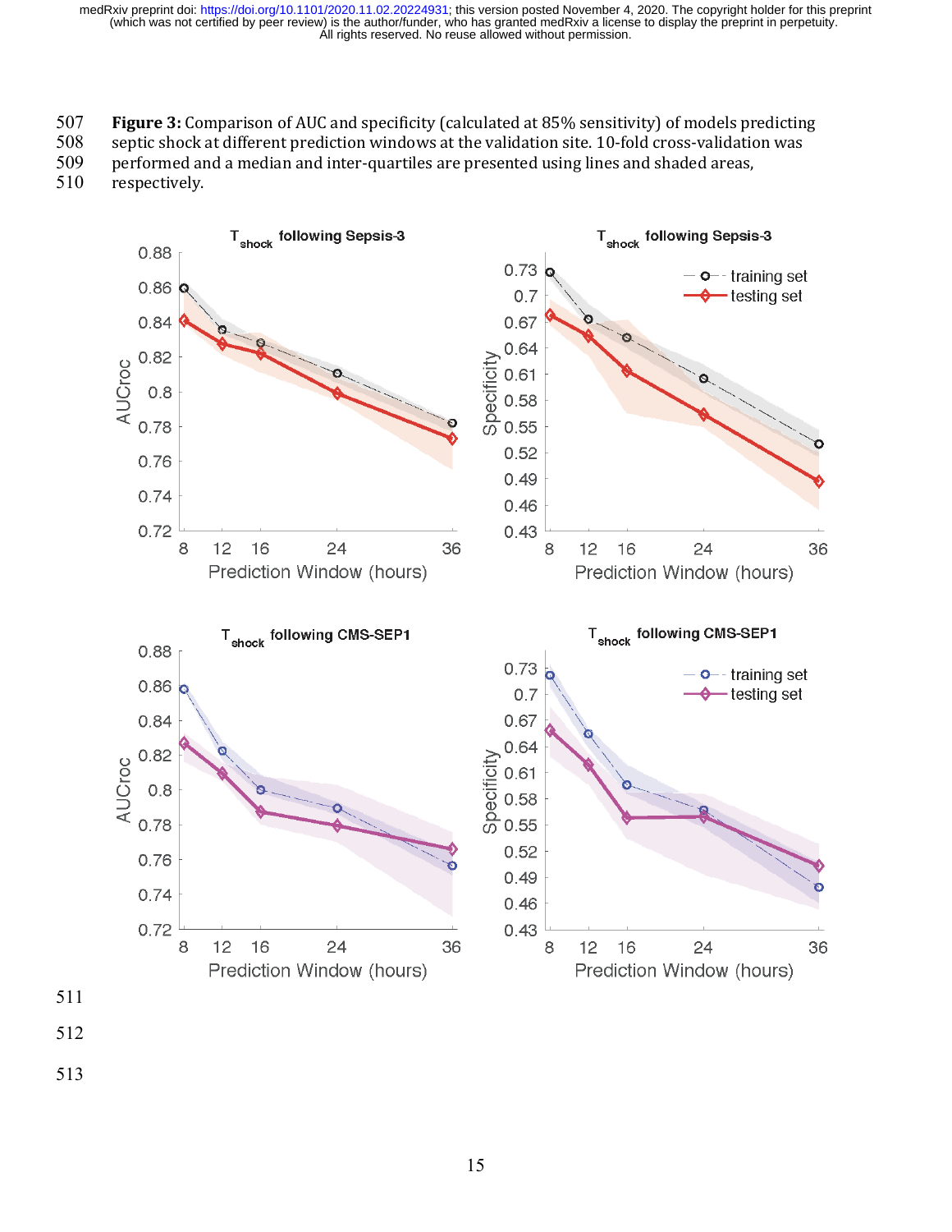**Figure 3:** Comparison of AUC and specificity (calculated at 85% sensitivity) of models predicting septic shock at different prediction windows at the validation site. 10-fold cross-validation was performed and a median and inter-quartiles are presented using lines and shaded areas, respectively.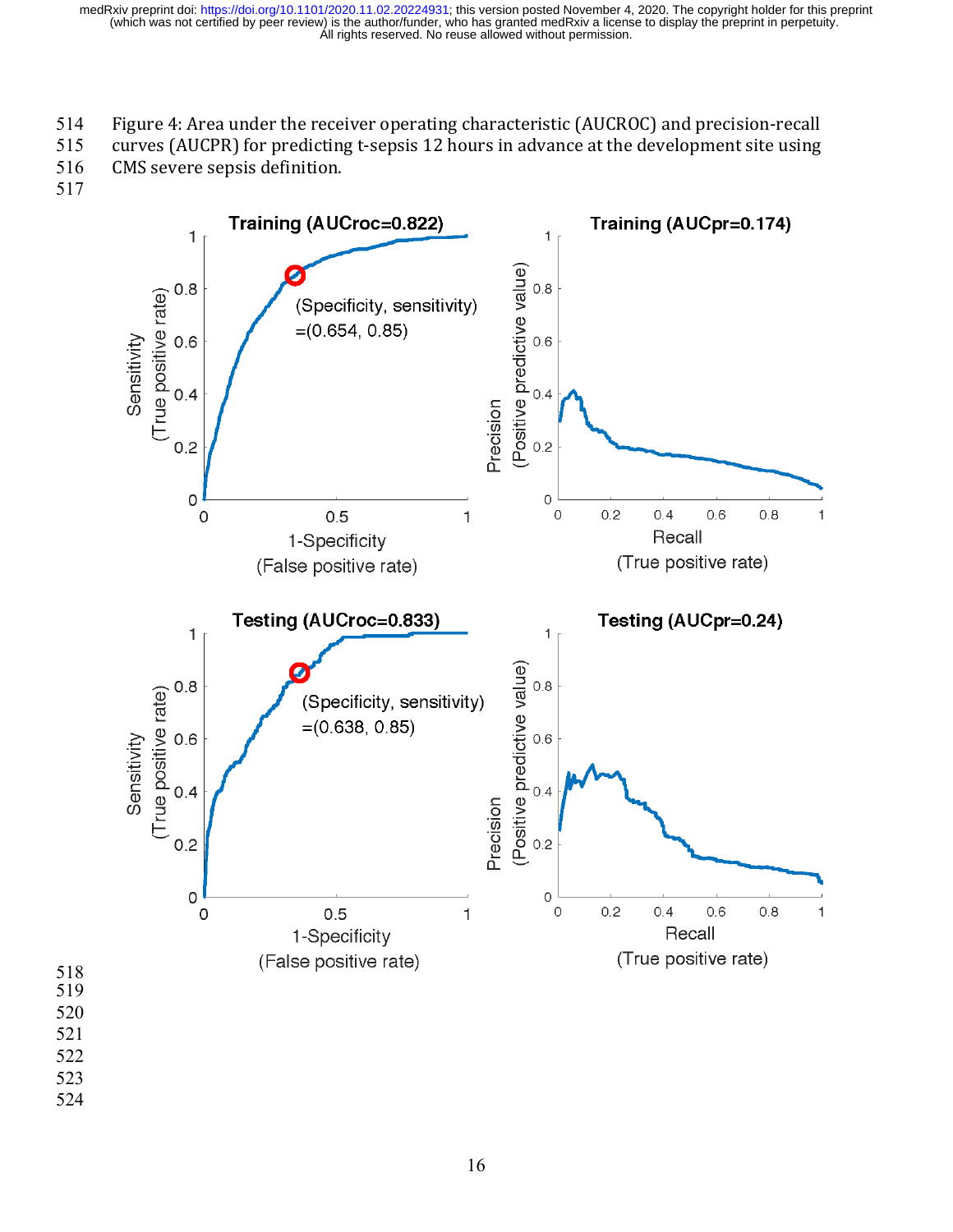Figure 4: Area under the receiver operating characteristic (AUCROC) and precision-recall curves (AUCPR) for predicting t-sepsis 12 hours in advance at the development site using CMS severe sepsis definition.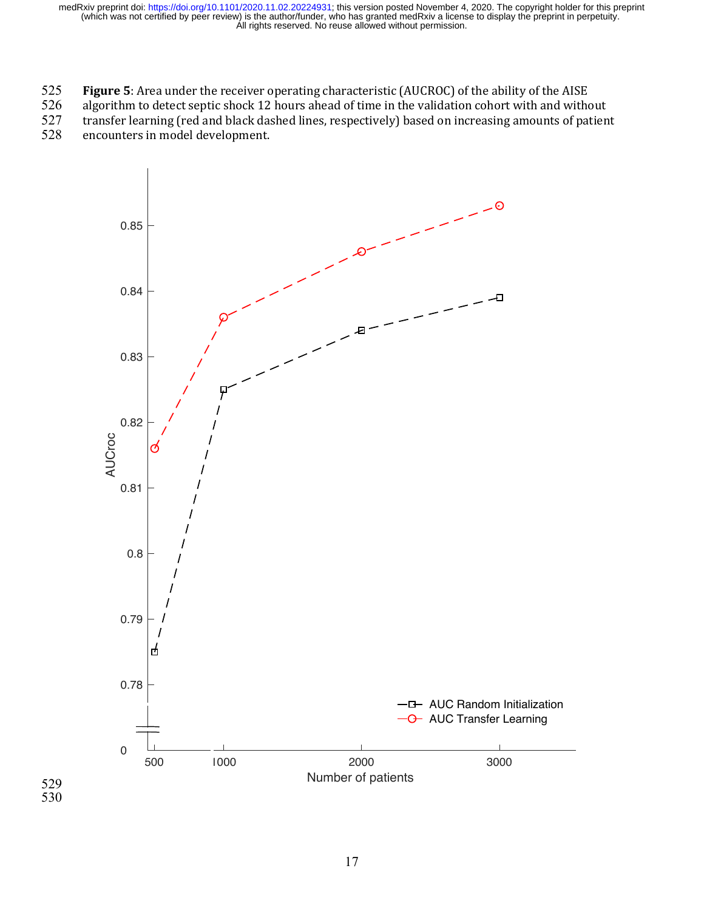**Figure 5**: Area under the receiver operating characteristic (AUCROC) of the ability of the AISE algorithm to detect septic shock 12 hours ahead of time in the validation cohort with and without transfer learning (red and black dashed lines, respectively) based on increasing amounts of patient encounters in model development.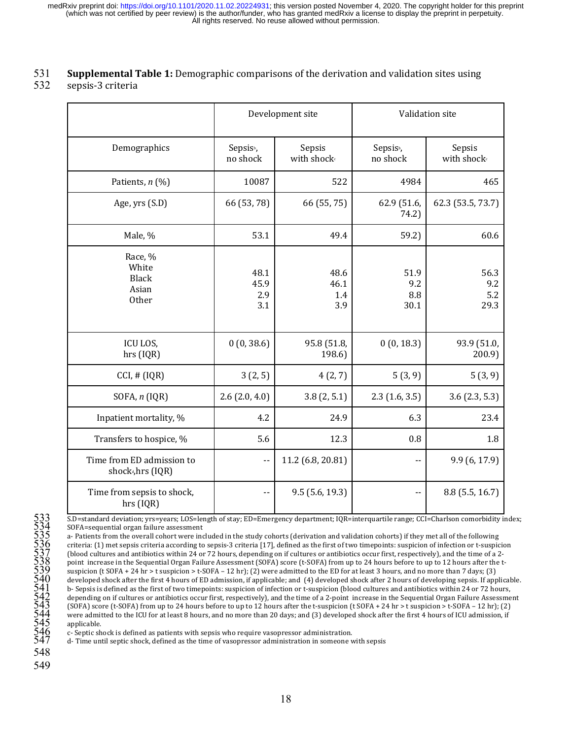**Supplemental Table 1:** Demographic comparisons of the derivation and validation sites using sepsis-3 criteria

| | Development site | | Validation site | |
|---|---|---|---|---|
| Demographics | Sepsis[b], no shock | Sepsis with shock[c] | Sepsis[b], no shock | Sepsis with shock[c] |
| Patients, *n* (%) | 10087 | 522 | 4984 | 465 |
| Age, yrs (S.D) | 66 (53, 78) | 66 (55, 75) | 62.9 (51.6, 74.2) | 62.3 (53.5, 73.7) |
| Male, % | 53.1 | 49.4 | 59.2) | 60.6 |
| Race, %<br>White<br>Black<br>Asian<br>Other | <br>48.1<br>45.9<br>2.9<br>3.1 | <br>48.6<br>46.1<br>1.4<br>3.9 | <br>51.9<br>9.2<br>8.8<br>30.1 | <br>56.3<br>9.2<br>5.2<br>29.3 |
| ICU LOS, hrs (IQR) | 0 (0, 38.6) | 95.8 (51.8, 198.6) | 0 (0, 18.3) | 93.9 (51.0, 200.9) |
| CCI, # (IQR) | 3 (2, 5) | 4 (2, 7) | 5 (3, 9) | 5 (3, 9) |
| SOFA, *n* (IQR) | 2.6 (2.0, 4.0) | 3.8 (2, 5.1) | 2.3 (1.6, 3.5) | 3.6 (2.3, 5.3) |
| Inpatient mortality, % | 4.2 | 24.9 | 6.3 | 23.4 |
| Transfers to hospice, % | 5.6 | 12.3 | 0.8 | 1.8 |
| Time from ED admission to shock[d],hrs (IQR) | -- | 11.2 (6.8, 20.81) | -- | 9.9 (6, 17.9) |
| Time from sepsis to shock, hrs (IQR) | -- | 9.5 (5.6, 19.3) | -- | 8.8 (5.5, 16.7) |

S.D=standard deviation; yrs=years; LOS=length of stay; ED=Emergency department; IQR=interquartile range; CCI=Charlson comorbidity index; SOFA=sequential organ failure assessment

a- Patients from the overall cohort were included in the study cohorts (derivation and validation cohorts) if they met all of the following criteria: (1) met sepsis criteria according to sepsis-3 criteria [17], defined as the first of two timepoints: suspicion of infection or t-suspicion (blood cultures and antibiotics within 24 or 72 hours, depending on if cultures or antibiotics occur first, respectively), and the time of a 2-point increase in the Sequential Organ Failure Assessment (SOFA) score (t-SOFA) from up to 24 hours before to up to 12 hours after the t-suspicion (t SOFA + 24 hr > t suspicion > t-SOFA – 12 hr); (2) were admitted to the ED for at least 3 hours, and no more than 7 days; (3) developed shock after the first 4 hours of ED admission, if applicable; and (4) developed shock after 2 hours of developing sepsis. If applicable.

b- Sepsis is defined as the first of two timepoints: suspicion of infection or t-suspicion (blood cultures and antibiotics within 24 or 72 hours, depending on if cultures or antibiotics occur first, respectively), and the time of a 2-point increase in the Sequential Organ Failure Assessment (SOFA) score (t-SOFA) from up to 24 hours before to up to 12 hours after the t-suspicion (t SOFA + 24 hr > t suspicion > t-SOFA – 12 hr); (2) were admitted to the ICU for at least 8 hours, and no more than 20 days; and (3) developed shock after the first 4 hours of ICU admission, if applicable.

c- Septic shock is defined as patients with sepsis who require vasopressor administration.

d- Time until septic shock, defined as the time of vasopressor administration in someone with sepsis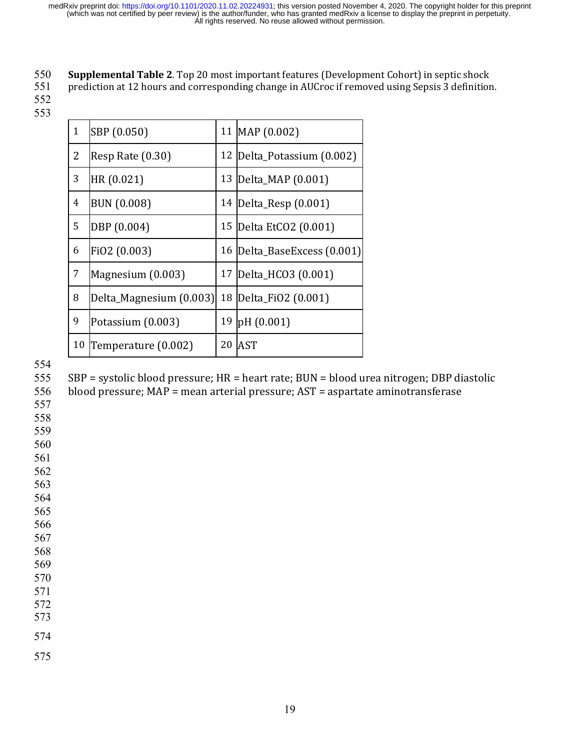**Supplemental Table 2**. Top 20 most important features (Development Cohort) in septic shock prediction at 12 hours and corresponding change in AUCroc if removed using Sepsis 3 definition.

| | | | |
|---|---|---|---|
| 1 | SBP (0.050) | 11 | MAP (0.002) |
| 2 | Resp Rate (0.30) | 12 | Delta_Potassium (0.002) |
| 3 | HR (0.021) | 13 | Delta_MAP (0.001) |
| 4 | BUN (0.008) | 14 | Delta_Resp (0.001) |
| 5 | DBP (0.004) | 15 | Delta EtCO2 (0.001) |
| 6 | FiO2 (0.003) | 16 | Delta_BaseExcess (0.001) |
| 7 | Magnesium (0.003) | 17 | Delta_HCO3 (0.001) |
| 8 | Delta_Magnesium (0.003) | 18 | Delta_FiO2 (0.001) |
| 9 | Potassium (0.003) | 19 | pH (0.001) |
| 10 | Temperature (0.002) | 20 | AST |

SBP = systolic blood pressure; HR = heart rate; BUN = blood urea nitrogen; DBP diastolic blood pressure; MAP = mean arterial pressure; AST = aspartate aminotransferase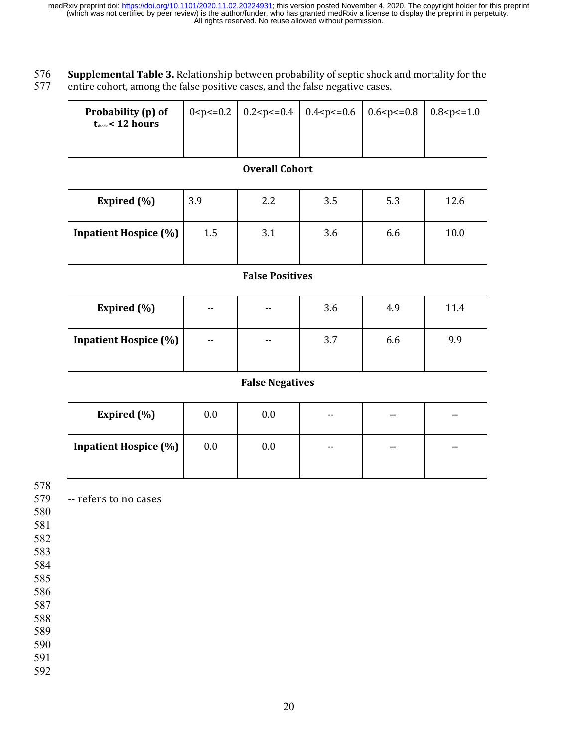**Supplemental Table 3.** Relationship between probability of septic shock and mortality for the entire cohort, among the false positive cases, and the false negative cases.

| Probability (p) of $t_{shock}$ < 12 hours | 0<p<=0.2 | 0.2<p<=0.4 | 0.4<p<=0.6 | 0.6<p<=0.8 | 0.8<p<=1.0 |
|---|---|---|---|---|---|
| **Overall Cohort** | | | | | |
| **Expired (%)** | 3.9 | 2.2 | 3.5 | 5.3 | 12.6 |
| **Inpatient Hospice (%)** | 1.5 | 3.1 | 3.6 | 6.6 | 10.0 |
| **False Positives** | | | | | |
| **Expired (%)** | -- | -- | 3.6 | 4.9 | 11.4 |
| **Inpatient Hospice (%)** | -- | -- | 3.7 | 6.6 | 9.9 |
| **False Negatives** | | | | | |
| **Expired (%)** | 0.0 | 0.0 | -- | -- | -- |
| **Inpatient Hospice (%)** | 0.0 | 0.0 | -- | -- | -- |

-- refers to no cases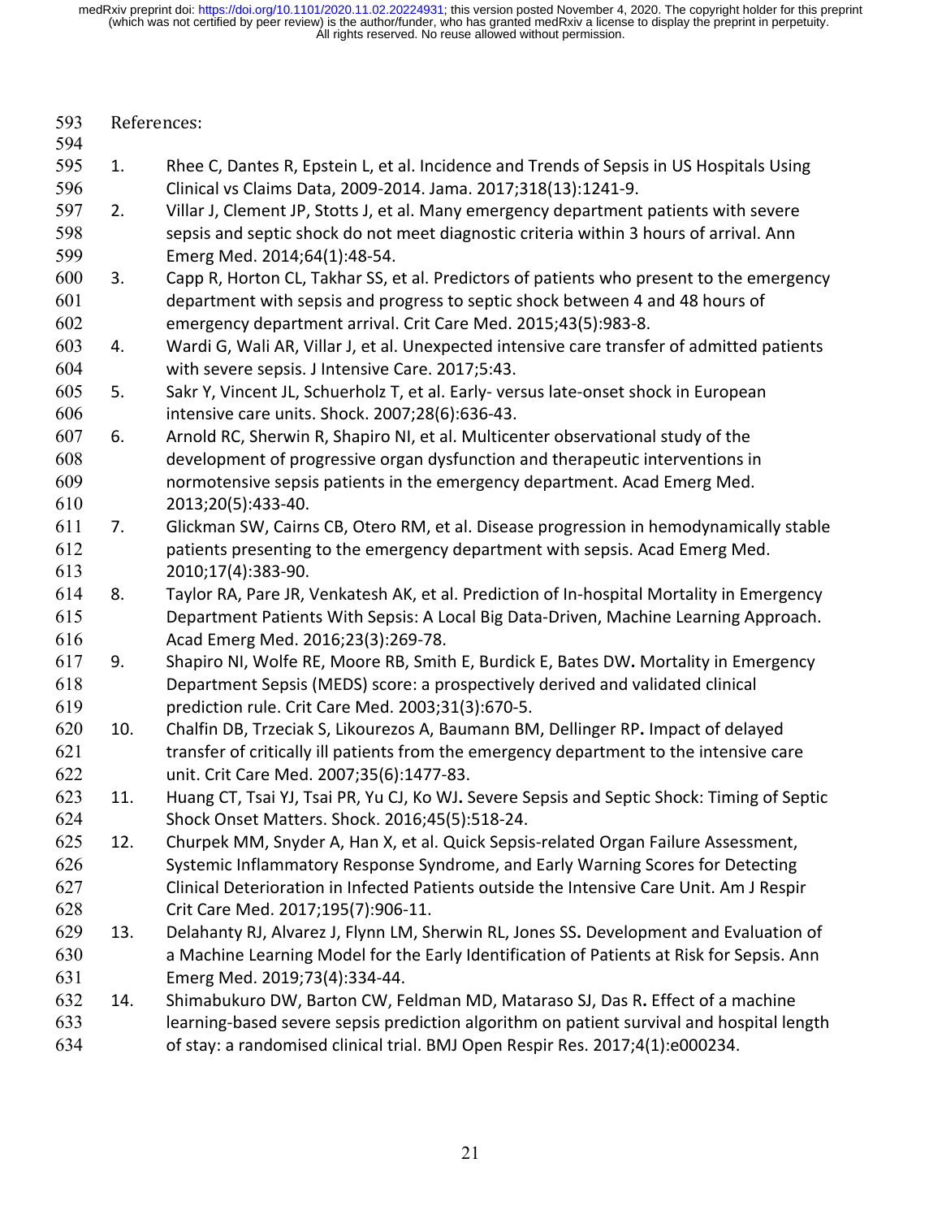References:

1. Rhee C, Dantes R, Epstein L, et al. Incidence and Trends of Sepsis in US Hospitals Using Clinical vs Claims Data, 2009-2014. Jama. 2017;318(13):1241-9.
2. Villar J, Clement JP, Stotts J, et al. Many emergency department patients with severe sepsis and septic shock do not meet diagnostic criteria within 3 hours of arrival. Ann Emerg Med. 2014;64(1):48-54.
3. Capp R, Horton CL, Takhar SS, et al. Predictors of patients who present to the emergency department with sepsis and progress to septic shock between 4 and 48 hours of emergency department arrival. Crit Care Med. 2015;43(5):983-8.
4. Wardi G, Wali AR, Villar J, et al. Unexpected intensive care transfer of admitted patients with severe sepsis. J Intensive Care. 2017;5:43.
5. Sakr Y, Vincent JL, Schuerholz T, et al. Early- versus late-onset shock in European intensive care units. Shock. 2007;28(6):636-43.
6. Arnold RC, Sherwin R, Shapiro NI, et al. Multicenter observational study of the development of progressive organ dysfunction and therapeutic interventions in normotensive sepsis patients in the emergency department. Acad Emerg Med. 2013;20(5):433-40.
7. Glickman SW, Cairns CB, Otero RM, et al. Disease progression in hemodynamically stable patients presenting to the emergency department with sepsis. Acad Emerg Med. 2010;17(4):383-90.
8. Taylor RA, Pare JR, Venkatesh AK, et al. Prediction of In-hospital Mortality in Emergency Department Patients With Sepsis: A Local Big Data-Driven, Machine Learning Approach. Acad Emerg Med. 2016;23(3):269-78.
9. Shapiro NI, Wolfe RE, Moore RB, Smith E, Burdick E, Bates DW**.** Mortality in Emergency Department Sepsis (MEDS) score: a prospectively derived and validated clinical prediction rule. Crit Care Med. 2003;31(3):670-5.
10. Chalfin DB, Trzeciak S, Likourezos A, Baumann BM, Dellinger RP**.** Impact of delayed transfer of critically ill patients from the emergency department to the intensive care unit. Crit Care Med. 2007;35(6):1477-83.
11. Huang CT, Tsai YJ, Tsai PR, Yu CJ, Ko WJ**.** Severe Sepsis and Septic Shock: Timing of Septic Shock Onset Matters. Shock. 2016;45(5):518-24.
12. Churpek MM, Snyder A, Han X, et al. Quick Sepsis-related Organ Failure Assessment, Systemic Inflammatory Response Syndrome, and Early Warning Scores for Detecting Clinical Deterioration in Infected Patients outside the Intensive Care Unit. Am J Respir Crit Care Med. 2017;195(7):906-11.
13. Delahanty RJ, Alvarez J, Flynn LM, Sherwin RL, Jones SS**.** Development and Evaluation of a Machine Learning Model for the Early Identification of Patients at Risk for Sepsis. Ann Emerg Med. 2019;73(4):334-44.
14. Shimabukuro DW, Barton CW, Feldman MD, Mataraso SJ, Das R**.** Effect of a machine learning-based severe sepsis prediction algorithm on patient survival and hospital length of stay: a randomised clinical trial. BMJ Open Respir Res. 2017;4(1):e000234.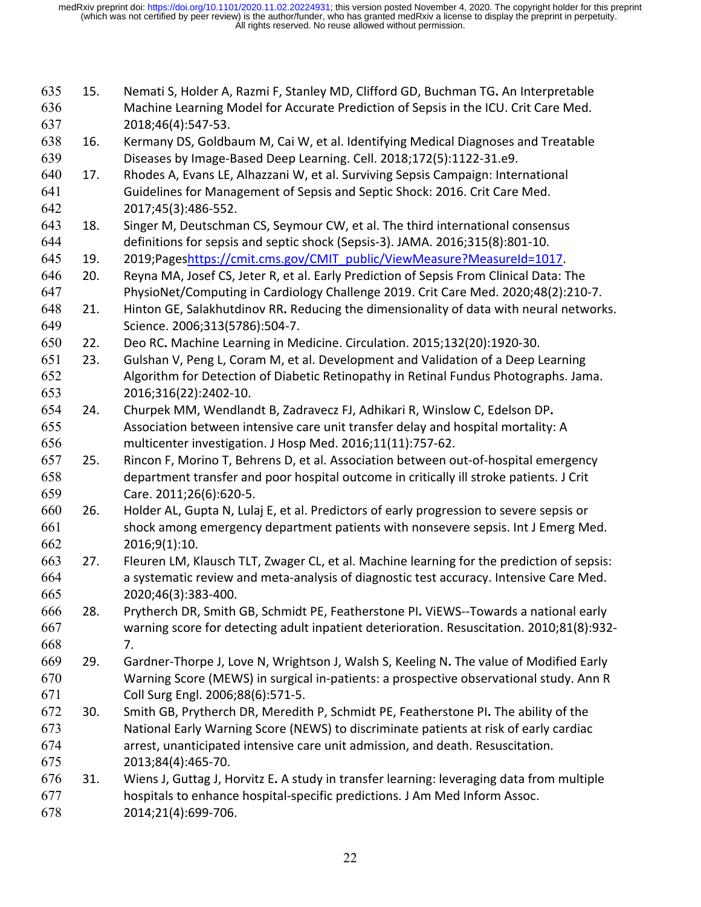15. Nemati S, Holder A, Razmi F, Stanley MD, Clifford GD, Buchman TG**.** An Interpretable Machine Learning Model for Accurate Prediction of Sepsis in the ICU. Crit Care Med. 2018;46(4):547-53.
16. Kermany DS, Goldbaum M, Cai W, et al. Identifying Medical Diagnoses and Treatable Diseases by Image-Based Deep Learning. Cell. 2018;172(5):1122-31.e9.
17. Rhodes A, Evans LE, Alhazzani W, et al. Surviving Sepsis Campaign: International Guidelines for Management of Sepsis and Septic Shock: 2016. Crit Care Med. 2017;45(3):486-552.
18. Singer M, Deutschman CS, Seymour CW, et al. The third international consensus definitions for sepsis and septic shock (Sepsis-3). JAMA. 2016;315(8):801-10.
19. 2019;Pageshttps://cmit.cms.gov/CMIT_public/ViewMeasure?MeasureId=1017.
20. Reyna MA, Josef CS, Jeter R, et al. Early Prediction of Sepsis From Clinical Data: The PhysioNet/Computing in Cardiology Challenge 2019. Crit Care Med. 2020;48(2):210-7.
21. Hinton GE, Salakhutdinov RR**.** Reducing the dimensionality of data with neural networks. Science. 2006;313(5786):504-7.
22. Deo RC**.** Machine Learning in Medicine. Circulation. 2015;132(20):1920-30.
23. Gulshan V, Peng L, Coram M, et al. Development and Validation of a Deep Learning Algorithm for Detection of Diabetic Retinopathy in Retinal Fundus Photographs. Jama. 2016;316(22):2402-10.
24. Churpek MM, Wendlandt B, Zadravecz FJ, Adhikari R, Winslow C, Edelson DP**.** Association between intensive care unit transfer delay and hospital mortality: A multicenter investigation. J Hosp Med. 2016;11(11):757-62.
25. Rincon F, Morino T, Behrens D, et al. Association between out-of-hospital emergency department transfer and poor hospital outcome in critically ill stroke patients. J Crit Care. 2011;26(6):620-5.
26. Holder AL, Gupta N, Lulaj E, et al. Predictors of early progression to severe sepsis or shock among emergency department patients with nonsevere sepsis. Int J Emerg Med. 2016;9(1):10.
27. Fleuren LM, Klausch TLT, Zwager CL, et al. Machine learning for the prediction of sepsis: a systematic review and meta-analysis of diagnostic test accuracy. Intensive Care Med. 2020;46(3):383-400.
28. Prytherch DR, Smith GB, Schmidt PE, Featherstone PI**.** ViEWS--Towards a national early warning score for detecting adult inpatient deterioration. Resuscitation. 2010;81(8):932-7.
29. Gardner-Thorpe J, Love N, Wrightson J, Walsh S, Keeling N**.** The value of Modified Early Warning Score (MEWS) in surgical in-patients: a prospective observational study. Ann R Coll Surg Engl. 2006;88(6):571-5.
30. Smith GB, Prytherch DR, Meredith P, Schmidt PE, Featherstone PI**.** The ability of the National Early Warning Score (NEWS) to discriminate patients at risk of early cardiac arrest, unanticipated intensive care unit admission, and death. Resuscitation. 2013;84(4):465-70.
31. Wiens J, Guttag J, Horvitz E**.** A study in transfer learning: leveraging data from multiple hospitals to enhance hospital-specific predictions. J Am Med Inform Assoc. 2014;21(4):699-706.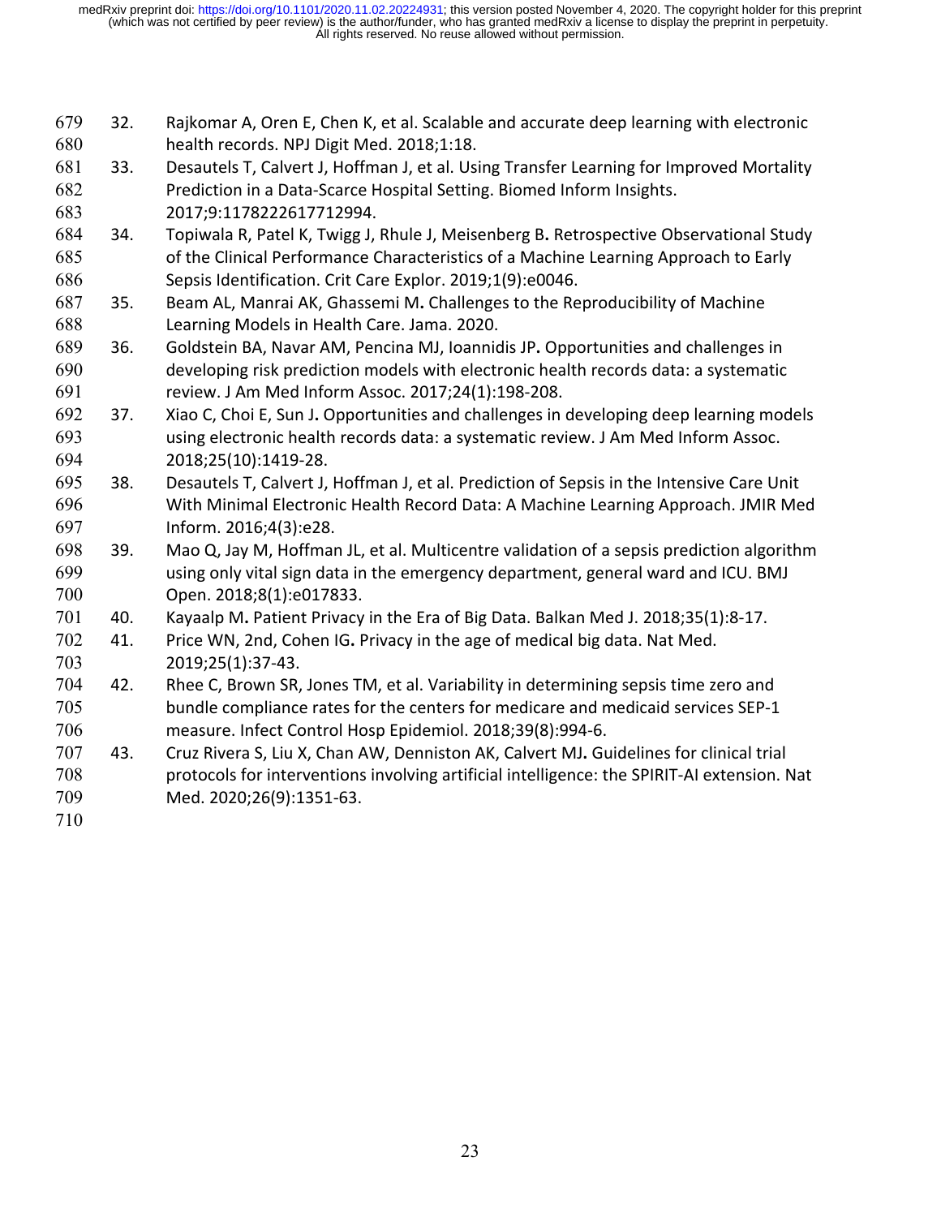32. Rajkomar A, Oren E, Chen K, et al. Scalable and accurate deep learning with electronic health records. NPJ Digit Med. 2018;1:18.
33. Desautels T, Calvert J, Hoffman J, et al. Using Transfer Learning for Improved Mortality Prediction in a Data-Scarce Hospital Setting. Biomed Inform Insights. 2017;9:1178222617712994.
34. Topiwala R, Patel K, Twigg J, Rhule J, Meisenberg B**.** Retrospective Observational Study of the Clinical Performance Characteristics of a Machine Learning Approach to Early Sepsis Identification. Crit Care Explor. 2019;1(9):e0046.
35. Beam AL, Manrai AK, Ghassemi M**.** Challenges to the Reproducibility of Machine Learning Models in Health Care. Jama. 2020.
36. Goldstein BA, Navar AM, Pencina MJ, Ioannidis JP**.** Opportunities and challenges in developing risk prediction models with electronic health records data: a systematic review. J Am Med Inform Assoc. 2017;24(1):198-208.
37. Xiao C, Choi E, Sun J**.** Opportunities and challenges in developing deep learning models using electronic health records data: a systematic review. J Am Med Inform Assoc. 2018;25(10):1419-28.
38. Desautels T, Calvert J, Hoffman J, et al. Prediction of Sepsis in the Intensive Care Unit With Minimal Electronic Health Record Data: A Machine Learning Approach. JMIR Med Inform. 2016;4(3):e28.
39. Mao Q, Jay M, Hoffman JL, et al. Multicentre validation of a sepsis prediction algorithm using only vital sign data in the emergency department, general ward and ICU. BMJ Open. 2018;8(1):e017833.
40. Kayaalp M**.** Patient Privacy in the Era of Big Data. Balkan Med J. 2018;35(1):8-17.
41. Price WN, 2nd, Cohen IG**.** Privacy in the age of medical big data. Nat Med. 2019;25(1):37-43.
42. Rhee C, Brown SR, Jones TM, et al. Variability in determining sepsis time zero and bundle compliance rates for the centers for medicare and medicaid services SEP-1 measure. Infect Control Hosp Epidemiol. 2018;39(8):994-6.
43. Cruz Rivera S, Liu X, Chan AW, Denniston AK, Calvert MJ**.** Guidelines for clinical trial protocols for interventions involving artificial intelligence: the SPIRIT-AI extension. Nat Med. 2020;26(9):1351-63.